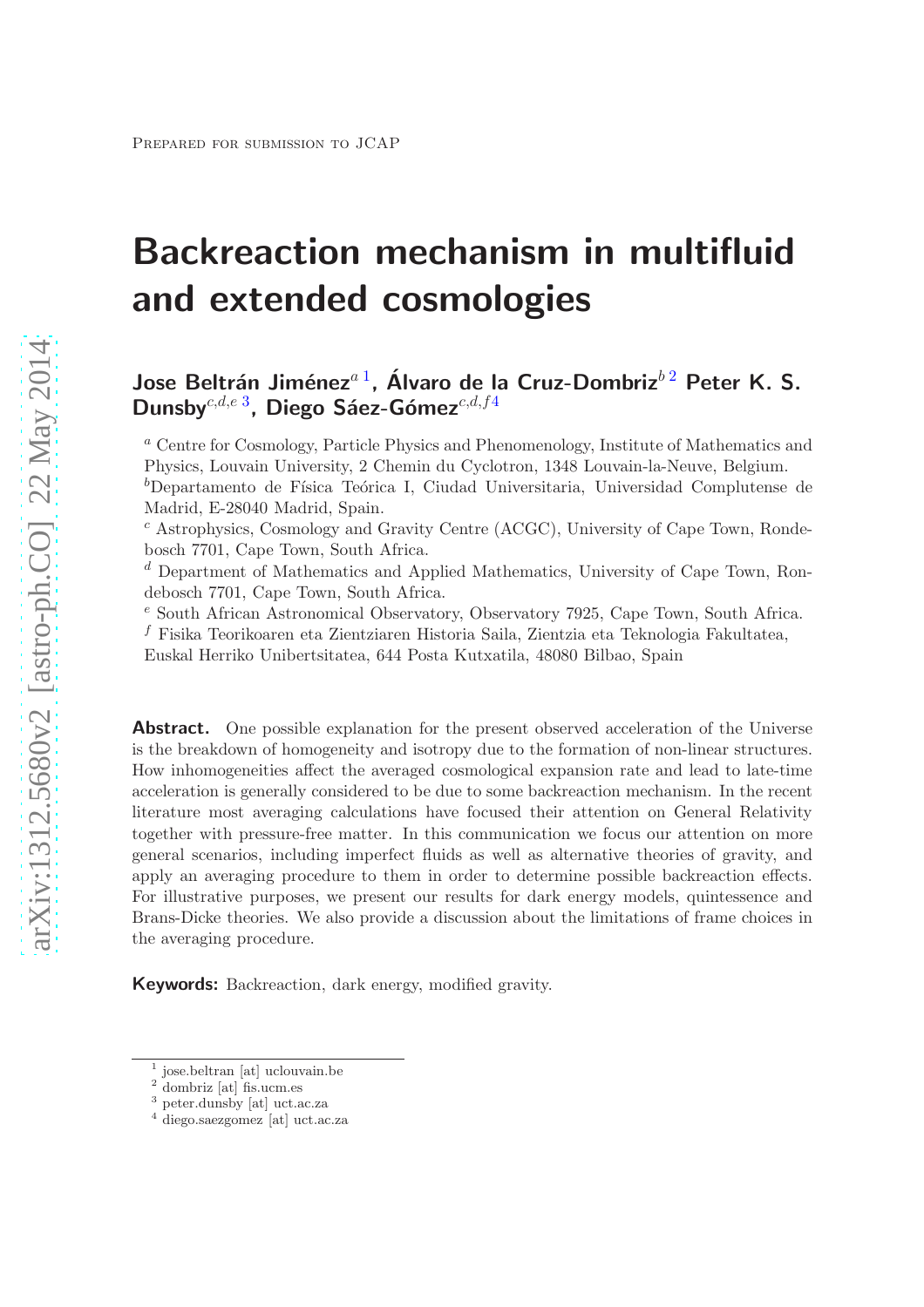Prepared for submission to JCAP

# Backreaction mechanism in multifluid and extended cosmologies

**Jose Beltrán Jiménez[a,1], Álvaro de la Cruz-Dombriz[b,2] Peter K. S. Dunsby[c,d,e,3], Diego Sáez-Gómez[c,d,f,4]**

[a] Centre for Cosmology, Particle Physics and Phenomenology, Institute of Mathematics and Physics, Louvain University, 2 Chemin du Cyclotron, 1348 Louvain-la-Neuve, Belgium.

[b] Departamento de Física Teórica I, Ciudad Universitaria, Universidad Complutense de Madrid, E-28040 Madrid, Spain.

[c] Astrophysics, Cosmology and Gravity Centre (ACGC), University of Cape Town, Rondebosch 7701, Cape Town, South Africa.

[d] Department of Mathematics and Applied Mathematics, University of Cape Town, Rondebosch 7701, Cape Town, South Africa.

[e] South African Astronomical Observatory, Observatory 7925, Cape Town, South Africa.

[f] Fisika Teorikoaren eta Zientziaren Historia Saila, Zientzia eta Teknologia Fakultatea, Euskal Herriko Unibertsitatea, 644 Posta Kutxatila, 48080 Bilbao, Spain

**Abstract.** One possible explanation for the present observed acceleration of the Universe is the breakdown of homogeneity and isotropy due to the formation of non-linear structures. How inhomogeneities affect the averaged cosmological expansion rate and lead to late-time acceleration is generally considered to be due to some backreaction mechanism. In the recent literature most averaging calculations have focused their attention on General Relativity together with pressure-free matter. In this communication we focus our attention on more general scenarios, including imperfect fluids as well as alternative theories of gravity, and apply an averaging procedure to them in order to determine possible backreaction effects. For illustrative purposes, we present our results for dark energy models, quintessence and Brans-Dicke theories. We also provide a discussion about the limitations of frame choices in the averaging procedure.

**Keywords:** Backreaction, dark energy, modified gravity.

---

[1] jose.beltran [at] uclouvain.be
[2] dombriz [at] fis.ucm.es
[3] peter.dunsby [at] uct.ac.za
[4] diego.saezgomez [at] uct.ac.za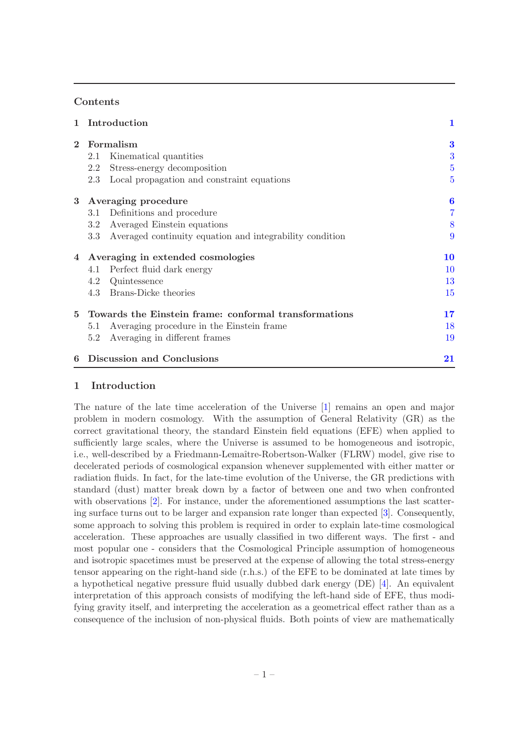## Contents

| | | |
|---|---|---|
| **1** | **Introduction** | **1** |
| **2** | **Formalism** | **3** |
| | 2.1 Kinematical quantities | 3 |
| | 2.2 Stress-energy decomposition | 5 |
| | 2.3 Local propagation and constraint equations | 5 |
| **3** | **Averaging procedure** | **6** |
| | 3.1 Definitions and procedure | 7 |
| | 3.2 Averaged Einstein equations | 8 |
| | 3.3 Averaged continuity equation and integrability condition | 9 |
| **4** | **Averaging in extended cosmologies** | **10** |
| | 4.1 Perfect fluid dark energy | 10 |
| | 4.2 Quintessence | 13 |
| | 4.3 Brans-Dicke theories | 15 |
| **5** | **Towards the Einstein frame: conformal transformations** | **17** |
| | 5.1 Averaging procedure in the Einstein frame | 18 |
| | 5.2 Averaging in different frames | 19 |
| **6** | **Discussion and Conclusions** | **21** |

# 1 Introduction

The nature of the late time acceleration of the Universe [1] remains an open and major problem in modern cosmology. With the assumption of General Relativity (GR) as the correct gravitational theory, the standard Einstein field equations (EFE) when applied to sufficiently large scales, where the Universe is assumed to be homogeneous and isotropic, i.e., well-described by a Friedmann-Lemaître-Robertson-Walker (FLRW) model, give rise to decelerated periods of cosmological expansion whenever supplemented with either matter or radiation fluids. In fact, for the late-time evolution of the Universe, the GR predictions with standard (dust) matter break down by a factor of between one and two when confronted with observations [2]. For instance, under the aforementioned assumptions the last scattering surface turns out to be larger and expansion rate longer than expected [3]. Consequently, some approach to solving this problem is required in order to explain late-time cosmological acceleration. These approaches are usually classified in two different ways. The first - and most popular one - considers that the Cosmological Principle assumption of homogeneous and isotropic spacetimes must be preserved at the expense of allowing the total stress-energy tensor appearing on the right-hand side (r.h.s.) of the EFE to be dominated at late times by a hypothetical negative pressure fluid usually dubbed dark energy (DE) [4]. An equivalent interpretation of this approach consists of modifying the left-hand side of EFE, thus modifying gravity itself, and interpreting the acceleration as a geometrical effect rather than as a consequence of the inclusion of non-physical fluids. Both points of view are mathematically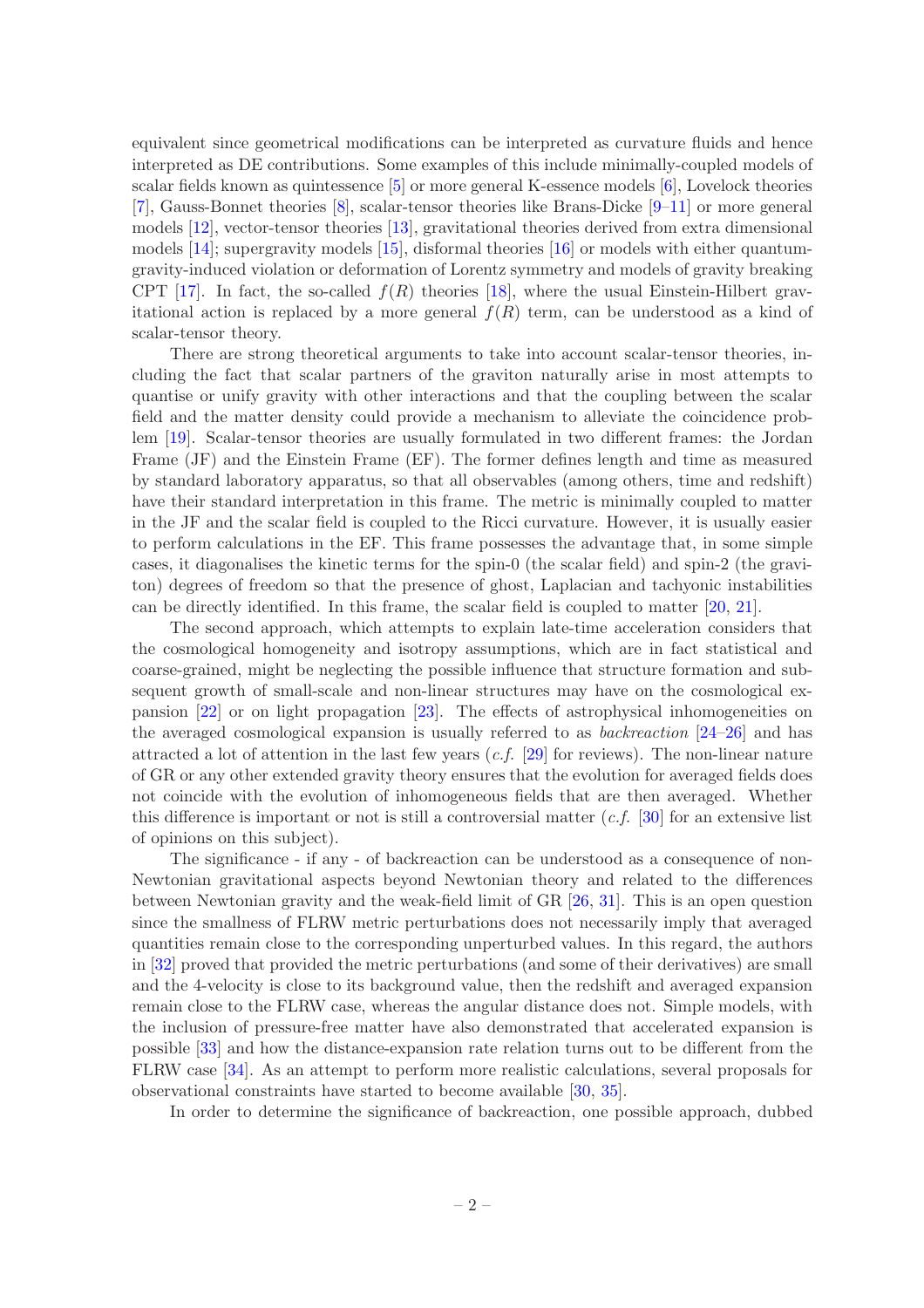equivalent since geometrical modifications can be interpreted as curvature fluids and hence interpreted as DE contributions. Some examples of this include minimally-coupled models of scalar fields known as quintessence [5] or more general K-essence models [6], Lovelock theories [7], Gauss-Bonnet theories [8], scalar-tensor theories like Brans-Dicke [9–11] or more general models [12], vector-tensor theories [13], gravitational theories derived from extra dimensional models [14]; supergravity models [15], disformal theories [16] or models with either quantum-gravity-induced violation or deformation of Lorentz symmetry and models of gravity breaking CPT [17]. In fact, the so-called $f(R)$ theories [18], where the usual Einstein-Hilbert gravitational action is replaced by a more general $f(R)$ term, can be understood as a kind of scalar-tensor theory.

There are strong theoretical arguments to take into account scalar-tensor theories, including the fact that scalar partners of the graviton naturally arise in most attempts to quantise or unify gravity with other interactions and that the coupling between the scalar field and the matter density could provide a mechanism to alleviate the coincidence problem [19]. Scalar-tensor theories are usually formulated in two different frames: the Jordan Frame (JF) and the Einstein Frame (EF). The former defines length and time as measured by standard laboratory apparatus, so that all observables (among others, time and redshift) have their standard interpretation in this frame. The metric is minimally coupled to matter in the JF and the scalar field is coupled to the Ricci curvature. However, it is usually easier to perform calculations in the EF. This frame possesses the advantage that, in some simple cases, it diagonalises the kinetic terms for the spin-0 (the scalar field) and spin-2 (the graviton) degrees of freedom so that the presence of ghost, Laplacian and tachyonic instabilities can be directly identified. In this frame, the scalar field is coupled to matter [20, 21].

The second approach, which attempts to explain late-time acceleration considers that the cosmological homogeneity and isotropy assumptions, which are in fact statistical and coarse-grained, might be neglecting the possible influence that structure formation and subsequent growth of small-scale and non-linear structures may have on the cosmological expansion [22] or on light propagation [23]. The effects of astrophysical inhomogeneities on the averaged cosmological expansion is usually referred to as *backreaction* [24–26] and has attracted a lot of attention in the last few years (*c.f.* [29] for reviews). The non-linear nature of GR or any other extended gravity theory ensures that the evolution for averaged fields does not coincide with the evolution of inhomogeneous fields that are then averaged. Whether this difference is important or not is still a controversial matter (*c.f.* [30] for an extensive list of opinions on this subject).

The significance - if any - of backreaction can be understood as a consequence of non-Newtonian gravitational aspects beyond Newtonian theory and related to the differences between Newtonian gravity and the weak-field limit of GR [26, 31]. This is an open question since the smallness of FLRW metric perturbations does not necessarily imply that averaged quantities remain close to the corresponding unperturbed values. In this regard, the authors in [32] proved that provided the metric perturbations (and some of their derivatives) are small and the 4-velocity is close to its background value, then the redshift and averaged expansion remain close to the FLRW case, whereas the angular distance does not. Simple models, with the inclusion of pressure-free matter have also demonstrated that accelerated expansion is possible [33] and how the distance-expansion rate relation turns out to be different from the FLRW case [34]. As an attempt to perform more realistic calculations, several proposals for observational constraints have started to become available [30, 35].

In order to determine the significance of backreaction, one possible approach, dubbed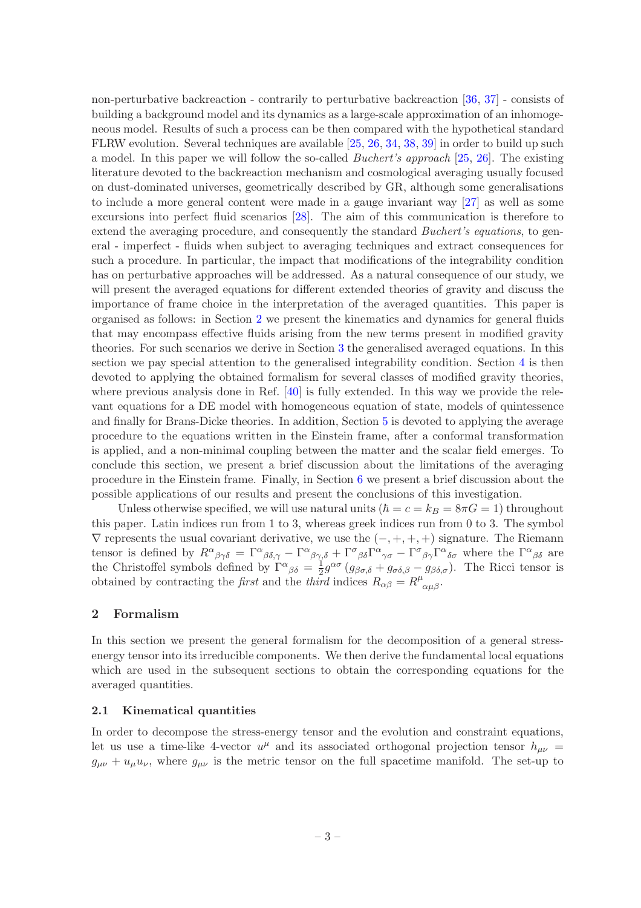non-perturbative backreaction - contrarily to perturbative backreaction [36, 37] - consists of building a background model and its dynamics as a large-scale approximation of an inhomogeneous model. Results of such a process can be then compared with the hypothetical standard FLRW evolution. Several techniques are available [25, 26, 34, 38, 39] in order to build up such a model. In this paper we will follow the so-called *Buchert's approach* [25, 26]. The existing literature devoted to the backreaction mechanism and cosmological averaging usually focused on dust-dominated universes, geometrically described by GR, although some generalisations to include a more general content were made in a gauge invariant way [27] as well as some excursions into perfect fluid scenarios [28]. The aim of this communication is therefore to extend the averaging procedure, and consequently the standard *Buchert's equations*, to general - imperfect - fluids when subject to averaging techniques and extract consequences for such a procedure. In particular, the impact that modifications of the integrability condition has on perturbative approaches will be addressed. As a natural consequence of our study, we will present the averaged equations for different extended theories of gravity and discuss the importance of frame choice in the interpretation of the averaged quantities. This paper is organised as follows: in Section 2 we present the kinematics and dynamics for general fluids that may encompass effective fluids arising from the new terms present in modified gravity theories. For such scenarios we derive in Section 3 the generalised averaged equations. In this section we pay special attention to the generalised integrability condition. Section 4 is then devoted to applying the obtained formalism for several classes of modified gravity theories, where previous analysis done in Ref. [40] is fully extended. In this way we provide the relevant equations for a DE model with homogeneous equation of state, models of quintessence and finally for Brans-Dicke theories. In addition, Section 5 is devoted to applying the average procedure to the equations written in the Einstein frame, after a conformal transformation is applied, and a non-minimal coupling between the matter and the scalar field emerges. To conclude this section, we present a brief discussion about the limitations of the averaging procedure in the Einstein frame. Finally, in Section 6 we present a brief discussion about the possible applications of our results and present the conclusions of this investigation.

Unless otherwise specified, we will use natural units ($\hbar = c = k_B = 8\pi G = 1$) throughout this paper. Latin indices run from 1 to 3, whereas greek indices run from 0 to 3. The symbol $\nabla$ represents the usual covariant derivative, we use the $(-,+,+,+)$ signature. The Riemann tensor is defined by $R^{\alpha}{}_{\beta\gamma\delta} = \Gamma^{\alpha}{}_{\beta\delta,\gamma} - \Gamma^{\alpha}{}_{\beta\gamma,\delta} + \Gamma^{\sigma}{}_{\beta\delta}\Gamma^{\alpha}{}_{\gamma\sigma} - \Gamma^{\sigma}{}_{\beta\gamma}\Gamma^{\alpha}{}_{\delta\sigma}$ where the $\Gamma^{\alpha}{}_{\beta\delta}$ are the Christoffel symbols defined by $\Gamma^{\alpha}{}_{\beta\delta} = \frac{1}{2}g^{\alpha\sigma}\left(g_{\beta\sigma,\delta} + g_{\sigma\delta,\beta} - g_{\beta\delta,\sigma}\right)$. The Ricci tensor is obtained by contracting the *first* and the *third* indices $R_{\alpha\beta} = R^{\mu}{}_{\alpha\mu\beta}$.

## 2 Formalism

In this section we present the general formalism for the decomposition of a general stress-energy tensor into its irreducible components. We then derive the fundamental local equations which are used in the subsequent sections to obtain the corresponding equations for the averaged quantities.

### 2.1 Kinematical quantities

In order to decompose the stress-energy tensor and the evolution and constraint equations, let us use a time-like 4-vector $u^{\mu}$ and its associated orthogonal projection tensor $h_{\mu\nu} = g_{\mu\nu} + u_{\mu}u_{\nu}$, where $g_{\mu\nu}$ is the metric tensor on the full spacetime manifold. The set-up to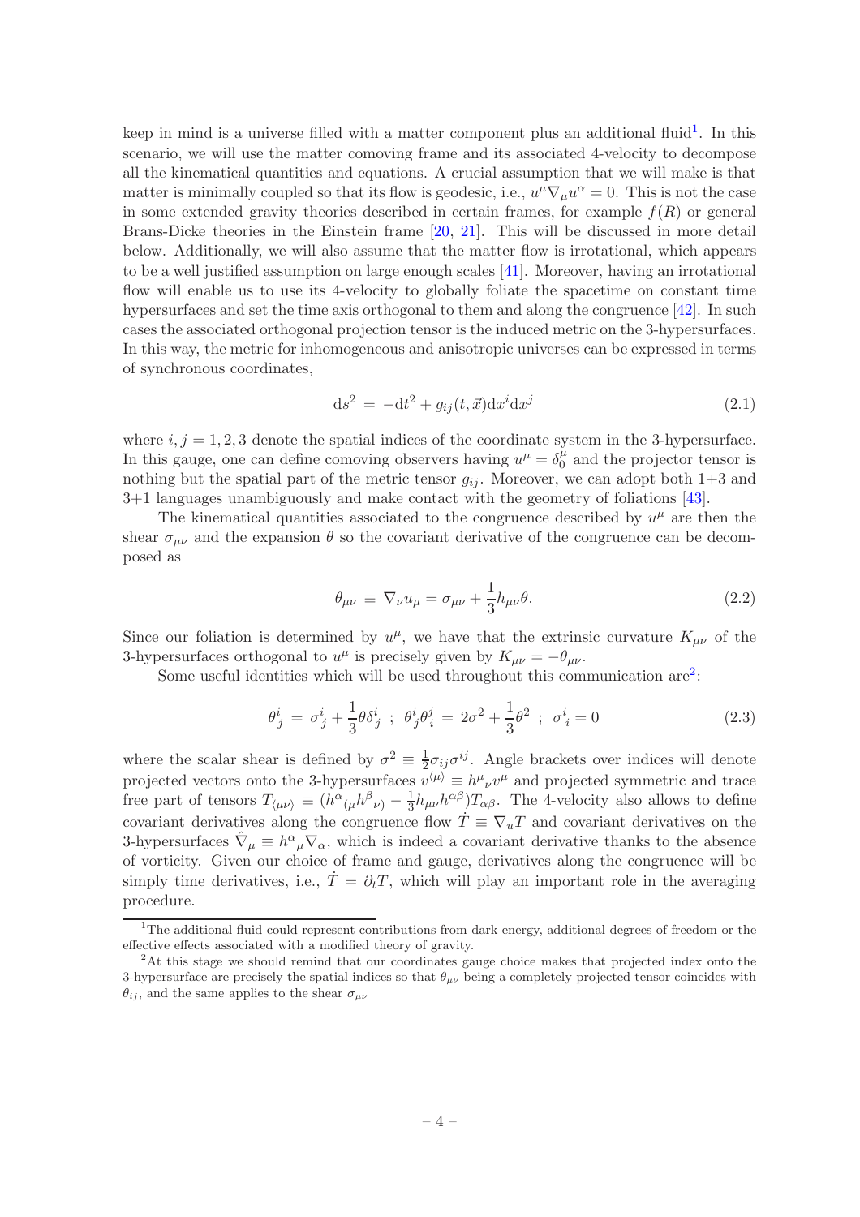keep in mind is a universe filled with a matter component plus an additional fluid[1]. In this scenario, we will use the matter comoving frame and its associated 4-velocity to decompose all the kinematical quantities and equations. A crucial assumption that we will make is that matter is minimally coupled so that its flow is geodesic, i.e., $u^\mu \nabla_\mu u^\alpha = 0$. This is not the case in some extended gravity theories described in certain frames, for example $f(R)$ or general Brans-Dicke theories in the Einstein frame [20, 21]. This will be discussed in more detail below. Additionally, we will also assume that the matter flow is irrotational, which appears to be a well justified assumption on large enough scales [41]. Moreover, having an irrotational flow will enable us to use its 4-velocity to globally foliate the spacetime on constant time hypersurfaces and set the time axis orthogonal to them and along the congruence [42]. In such cases the associated orthogonal projection tensor is the induced metric on the 3-hypersurfaces. In this way, the metric for inhomogeneous and anisotropic universes can be expressed in terms of synchronous coordinates,

$$\mathrm{d}s^2 \, = \, -\mathrm{d}t^2 + g_{ij}(t, \vec{x})\mathrm{d}x^i \mathrm{d}x^j \tag{2.1}$$

where $i, j = 1, 2, 3$ denote the spatial indices of the coordinate system in the 3-hypersurface. In this gauge, one can define comoving observers having $u^\mu = \delta^\mu_0$ and the projector tensor is nothing but the spatial part of the metric tensor $g_{ij}$. Moreover, we can adopt both 1+3 and 3+1 languages unambiguously and make contact with the geometry of foliations [43].

The kinematical quantities associated to the congruence described by $u^\mu$ are then the shear $\sigma_{\mu\nu}$ and the expansion $\theta$ so the covariant derivative of the congruence can be decomposed as

$$\theta_{\mu\nu} \, \equiv \, \nabla_\nu u_\mu = \sigma_{\mu\nu} + \frac{1}{3} h_{\mu\nu}\theta. \tag{2.2}$$

Since our foliation is determined by $u^\mu$, we have that the extrinsic curvature $K_{\mu\nu}$ of the 3-hypersurfaces orthogonal to $u^\mu$ is precisely given by $K_{\mu\nu} = -\theta_{\mu\nu}$.

Some useful identities which will be used throughout this communication are[2]:

$$\theta^i_{\ j} \, = \, \sigma^i_{\ j} + \frac{1}{3}\theta\delta^i_{\ j} \;\; ; \;\; \theta^i_{\ j}\theta^j_{\ i} \, = \, 2\sigma^2 + \frac{1}{3}\theta^2 \;\; ; \;\; \sigma^i_{\ i} = 0 \tag{2.3}$$

where the scalar shear is defined by $\sigma^2 \equiv \frac{1}{2}\sigma_{ij}\sigma^{ij}$. Angle brackets over indices will denote projected vectors onto the 3-hypersurfaces $v^{\langle\mu\rangle} \equiv h^\mu_{\ \nu} v^\mu$ and projected symmetric and trace free part of tensors $T_{\langle\mu\nu\rangle} \equiv (h^\alpha_{\ (\mu} h^\beta_{\ \nu)} - \frac{1}{3} h_{\mu\nu} h^{\alpha\beta}) T_{\alpha\beta}$. The 4-velocity also allows to define covariant derivatives along the congruence flow $\dot{T} \equiv \nabla_u T$ and covariant derivatives on the 3-hypersurfaces $\hat{\nabla}_\mu \equiv h^\alpha_{\ \mu}\nabla_\alpha$, which is indeed a covariant derivative thanks to the absence of vorticity. Given our choice of frame and gauge, derivatives along the congruence will be simply time derivatives, i.e., $\dot{T} = \partial_t T$, which will play an important role in the averaging procedure.

[1] The additional fluid could represent contributions from dark energy, additional degrees of freedom or the effective effects associated with a modified theory of gravity.

[2] At this stage we should remind that our coordinates gauge choice makes that projected index onto the 3-hypersurface are precisely the spatial indices so that $\theta_{\mu\nu}$ being a completely projected tensor coincides with $\theta_{ij}$, and the same applies to the shear $\sigma_{\mu\nu}$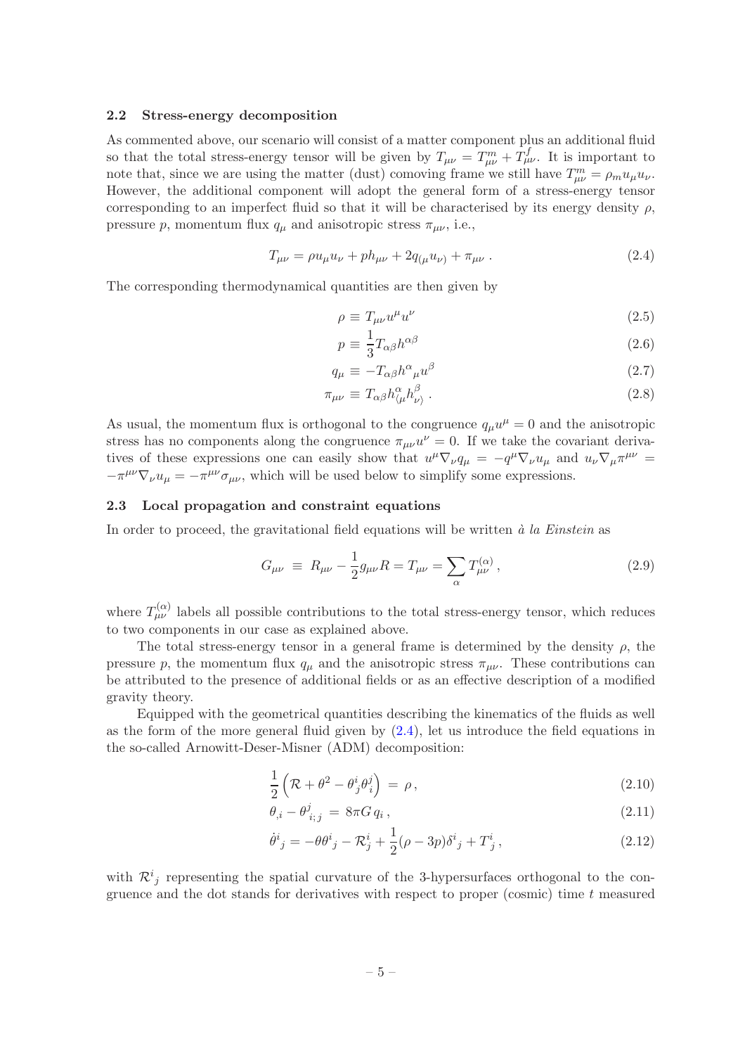### 2.2 Stress-energy decomposition

As commented above, our scenario will consist of a matter component plus an additional fluid so that the total stress-energy tensor will be given by $T_{\mu\nu} = T^m_{\mu\nu} + T^f_{\mu\nu}$. It is important to note that, since we are using the matter (dust) comoving frame we still have $T^m_{\mu\nu} = \rho_m u_\mu u_\nu$. However, the additional component will adopt the general form of a stress-energy tensor corresponding to an imperfect fluid so that it will be characterised by its energy density $\rho$, pressure $p$, momentum flux $q_\mu$ and anisotropic stress $\pi_{\mu\nu}$, i.e.,

$$T_{\mu\nu} = \rho u_\mu u_\nu + p h_{\mu\nu} + 2q_{(\mu}u_{\nu)} + \pi_{\mu\nu}\,. \tag{2.4}$$

The corresponding thermodynamical quantities are then given by

$$\rho \equiv T_{\mu\nu}u^\mu u^\nu \tag{2.5}$$

$$p \equiv \frac{1}{3}T_{\alpha\beta}h^{\alpha\beta} \tag{2.6}$$

$$q_\mu \equiv -T_{\alpha\beta}h^\alpha{}_\mu u^\beta \tag{2.7}$$

$$\pi_{\mu\nu} \equiv T_{\alpha\beta}h^\alpha_{\langle\mu}h^\beta_{\nu\rangle}\,. \tag{2.8}$$

As usual, the momentum flux is orthogonal to the congruence $q_\mu u^\mu = 0$ and the anisotropic stress has no components along the congruence $\pi_{\mu\nu}u^\nu = 0$. If we take the covariant derivatives of these expressions one can easily show that $u^\mu\nabla_\nu q_\mu = -q^\mu\nabla_\nu u_\mu$ and $u_\nu\nabla_\mu\pi^{\mu\nu} = -\pi^{\mu\nu}\nabla_\nu u_\mu = -\pi^{\mu\nu}\sigma_{\mu\nu}$, which will be used below to simplify some expressions.

### 2.3 Local propagation and constraint equations

In order to proceed, the gravitational field equations will be written *à la Einstein* as

$$G_{\mu\nu} \;\equiv\; R_{\mu\nu} - \frac{1}{2}g_{\mu\nu}R = T_{\mu\nu} = \sum_\alpha T^{(\alpha)}_{\mu\nu}\,, \tag{2.9}$$

where $T^{(\alpha)}_{\mu\nu}$ labels all possible contributions to the total stress-energy tensor, which reduces to two components in our case as explained above.

The total stress-energy tensor in a general frame is determined by the density $\rho$, the pressure $p$, the momentum flux $q_\mu$ and the anisotropic stress $\pi_{\mu\nu}$. These contributions can be attributed to the presence of additional fields or as an effective description of a modified gravity theory.

Equipped with the geometrical quantities describing the kinematics of the fluids as well as the form of the more general fluid given by (2.4), let us introduce the field equations in the so-called Arnowitt-Deser-Misner (ADM) decomposition:

$$\frac{1}{2}\left(\mathcal{R} + \theta^2 - \theta^i_j\theta^j_i\right) \;=\; \rho\,, \tag{2.10}$$

$$\theta_{,i} - \theta^j_{i;j} \;=\; 8\pi G\, q_i\,, \tag{2.11}$$

$$\dot{\theta}^i{}_j = -\theta\theta^i{}_j - \mathcal{R}^i_j + \frac{1}{2}(\rho - 3p)\delta^i{}_j + T^i_j\,, \tag{2.12}$$

with $\mathcal{R}^i{}_j$ representing the spatial curvature of the 3-hypersurfaces orthogonal to the congruence and the dot stands for derivatives with respect to proper (cosmic) time $t$ measured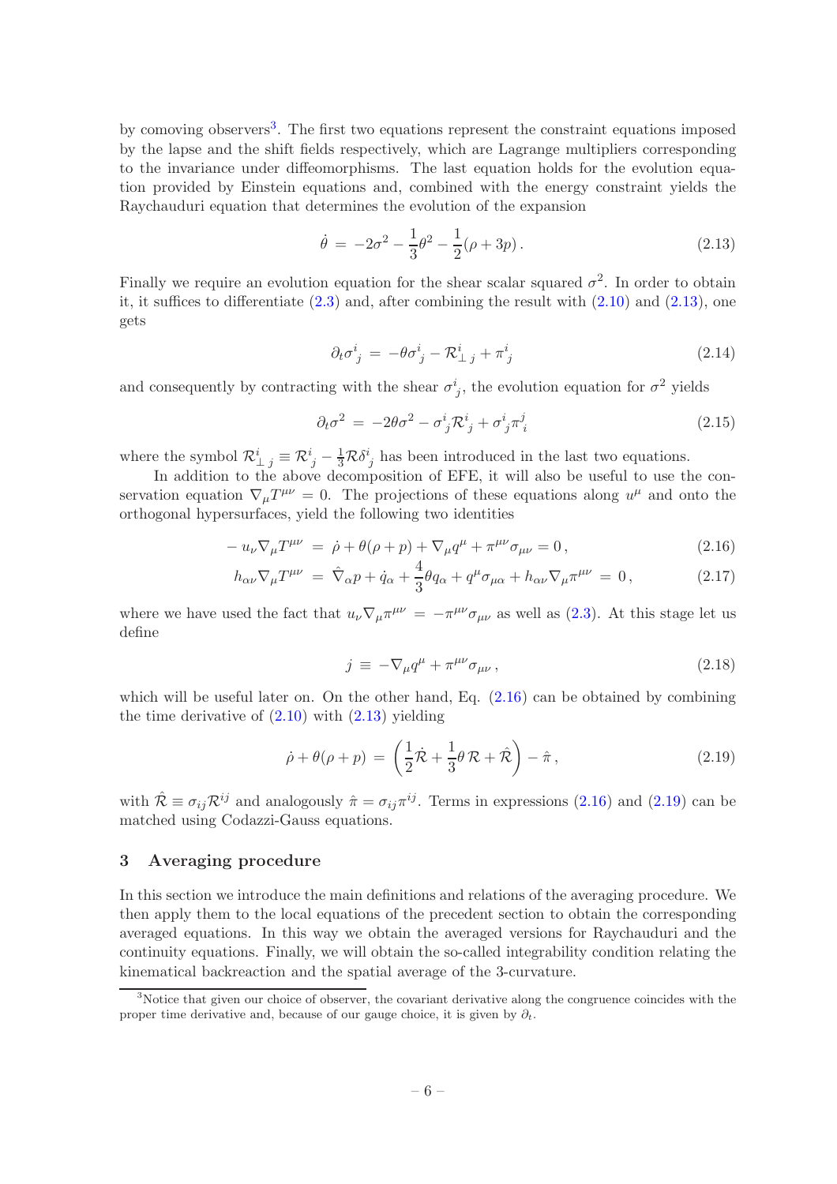by comoving observers[3]. The first two equations represent the constraint equations imposed by the lapse and the shift fields respectively, which are Lagrange multipliers corresponding to the invariance under diffeomorphisms. The last equation holds for the evolution equation provided by Einstein equations and, combined with the energy constraint yields the Raychauduri equation that determines the evolution of the expansion

$$\dot{\theta} \,=\, -2\sigma^2 - \frac{1}{3}\theta^2 - \frac{1}{2}(\rho + 3p)\,. \tag{2.13}$$

Finally we require an evolution equation for the shear scalar squared $\sigma^2$. In order to obtain it, it suffices to differentiate (2.3) and, after combining the result with (2.10) and (2.13), one gets

$$\partial_t \sigma^i_{\ j} \,=\, -\theta\sigma^i_{\ j} - \mathcal{R}^i_{\perp\ j} + \pi^i_{\ j} \tag{2.14}$$

and consequently by contracting with the shear $\sigma^i_{\ j}$, the evolution equation for $\sigma^2$ yields

$$\partial_t \sigma^2 \,=\, -2\theta\sigma^2 - \sigma^i_{\ j}\mathcal{R}^i_{\ j} + \sigma^i_{\ j}\pi^j_{\ i} \tag{2.15}$$

where the symbol $\mathcal{R}^i_{\perp\ j} \equiv \mathcal{R}^i_{\ j} - \frac{1}{3}\mathcal{R}\delta^i_{\ j}$ has been introduced in the last two equations.

In addition to the above decomposition of EFE, it will also be useful to use the conservation equation $\nabla_\mu T^{\mu\nu} = 0$. The projections of these equations along $u^\mu$ and onto the orthogonal hypersurfaces, yield the following two identities

$$-\,u_\nu \nabla_\mu T^{\mu\nu} \,=\, \dot{\rho} + \theta(\rho + p) + \nabla_\mu q^\mu + \pi^{\mu\nu}\sigma_{\mu\nu} = 0\,, \tag{2.16}$$

$$h_{\alpha\nu}\nabla_\mu T^{\mu\nu} \,=\, \hat{\nabla}_\alpha p + \dot{q}_\alpha + \frac{4}{3}\theta q_\alpha + q^\mu\sigma_{\mu\alpha} + h_{\alpha\nu}\nabla_\mu\pi^{\mu\nu} \,=\, 0\,, \tag{2.17}$$

where we have used the fact that $u_\nu \nabla_\mu \pi^{\mu\nu} = -\pi^{\mu\nu}\sigma_{\mu\nu}$ as well as (2.3). At this stage let us define

$$j \,\equiv\, -\nabla_\mu q^\mu + \pi^{\mu\nu}\sigma_{\mu\nu}\,, \tag{2.18}$$

which will be useful later on. On the other hand, Eq. (2.16) can be obtained by combining the time derivative of (2.10) with (2.13) yielding

$$\dot{\rho} + \theta(\rho + p) \,=\, \left(\frac{1}{2}\dot{\mathcal{R}} + \frac{1}{3}\theta\,\mathcal{R} + \hat{\mathcal{R}}\right) - \hat{\pi}\,, \tag{2.19}$$

with $\hat{\mathcal{R}} \equiv \sigma_{ij}\mathcal{R}^{ij}$ and analogously $\hat{\pi} = \sigma_{ij}\pi^{ij}$. Terms in expressions (2.16) and (2.19) can be matched using Codazzi-Gauss equations.

## 3 Averaging procedure

In this section we introduce the main definitions and relations of the averaging procedure. We then apply them to the local equations of the precedent section to obtain the corresponding averaged equations. In this way we obtain the averaged versions for Raychauduri and the continuity equations. Finally, we will obtain the so-called integrability condition relating the kinematical backreaction and the spatial average of the 3-curvature.

---

[3] Notice that given our choice of observer, the covariant derivative along the congruence coincides with the proper time derivative and, because of our gauge choice, it is given by $\partial_t$.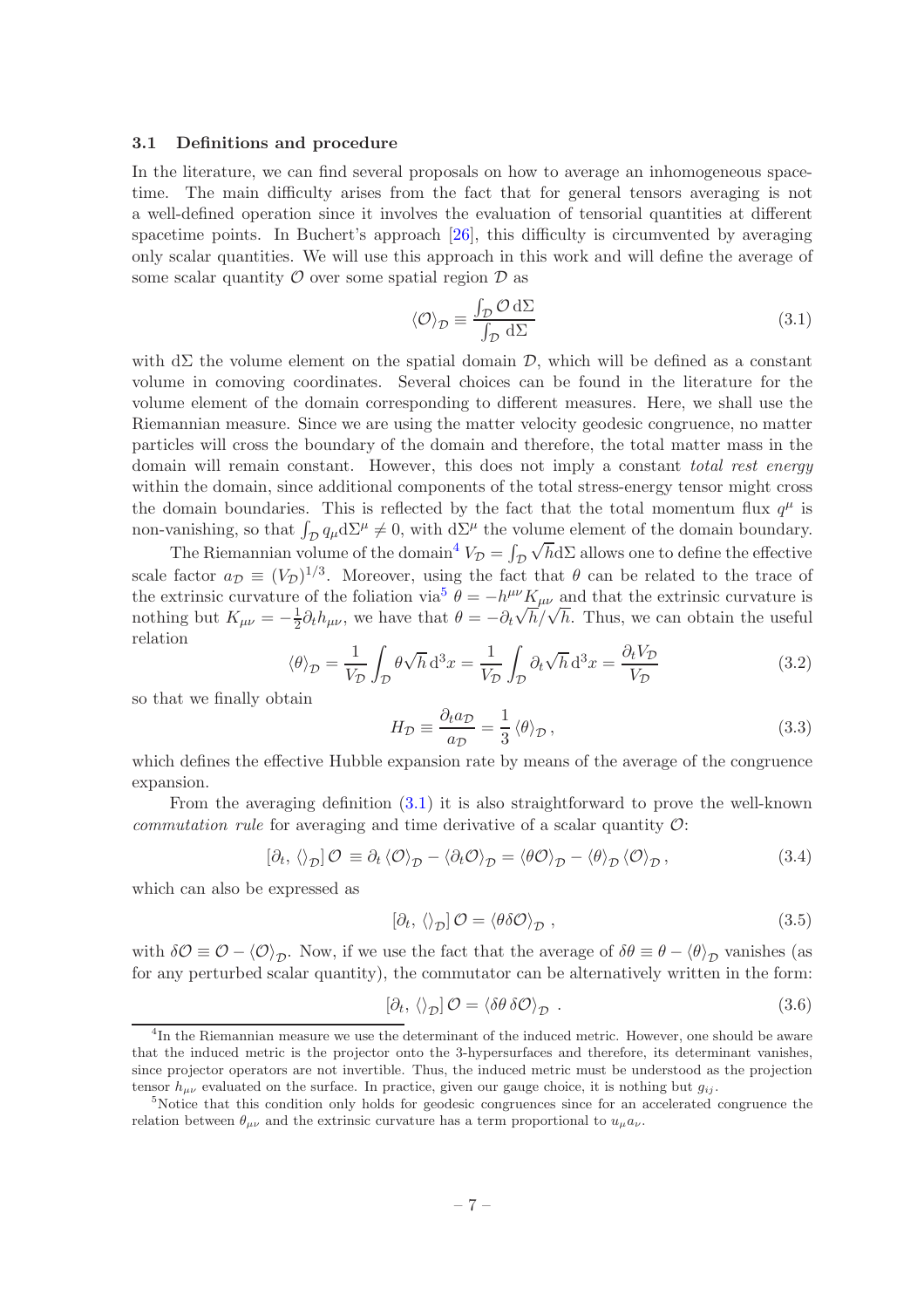### 3.1 Definitions and procedure

In the literature, we can find several proposals on how to average an inhomogeneous spacetime. The main difficulty arises from the fact that for general tensors averaging is not a well-defined operation since it involves the evaluation of tensorial quantities at different spacetime points. In Buchert's approach [26], this difficulty is circumvented by averaging only scalar quantities. We will use this approach in this work and will define the average of some scalar quantity $\mathcal{O}$ over some spatial region $\mathcal{D}$ as

$$\langle \mathcal{O} \rangle_{\mathcal{D}} \equiv \frac{\int_{\mathcal{D}} \mathcal{O}\, \mathrm{d}\Sigma}{\int_{\mathcal{D}} \mathrm{d}\Sigma} \tag{3.1}$$

with $\mathrm{d}\Sigma$ the volume element on the spatial domain $\mathcal{D}$, which will be defined as a constant volume in comoving coordinates. Several choices can be found in the literature for the volume element of the domain corresponding to different measures. Here, we shall use the Riemannian measure. Since we are using the matter velocity geodesic congruence, no matter particles will cross the boundary of the domain and therefore, the total matter mass in the domain will remain constant. However, this does not imply a constant *total rest energy* within the domain, since additional components of the total stress-energy tensor might cross the domain boundaries. This is reflected by the fact that the total momentum flux $q^\mu$ is non-vanishing, so that $\int_{\mathcal{D}} q_\mu \mathrm{d}\Sigma^\mu \neq 0$, with $\mathrm{d}\Sigma^\mu$ the volume element of the domain boundary.

The Riemannian volume of the domain[4] $V_{\mathcal{D}} = \int_{\mathcal{D}} \sqrt{h} \mathrm{d}\Sigma$ allows one to define the effective scale factor $a_{\mathcal{D}} \equiv (V_{\mathcal{D}})^{1/3}$. Moreover, using the fact that $\theta$ can be related to the trace of the extrinsic curvature of the foliation via[5] $\theta = -h^{\mu\nu} K_{\mu\nu}$ and that the extrinsic curvature is nothing but $K_{\mu\nu} = -\frac{1}{2}\partial_t h_{\mu\nu}$, we have that $\theta = -\partial_t \sqrt{h}/\sqrt{h}$. Thus, we can obtain the useful relation

$$\langle \theta \rangle_{\mathcal{D}} = \frac{1}{V_{\mathcal{D}}} \int_{\mathcal{D}} \theta \sqrt{h}\, \mathrm{d}^3 x = \frac{1}{V_{\mathcal{D}}} \int_{\mathcal{D}} \partial_t \sqrt{h}\, \mathrm{d}^3 x = \frac{\partial_t V_{\mathcal{D}}}{V_{\mathcal{D}}} \tag{3.2}$$

so that we finally obtain

$$H_{\mathcal{D}} \equiv \frac{\partial_t a_{\mathcal{D}}}{a_{\mathcal{D}}} = \frac{1}{3} \langle \theta \rangle_{\mathcal{D}}, \tag{3.3}$$

which defines the effective Hubble expansion rate by means of the average of the congruence expansion.

From the averaging definition (3.1) it is also straightforward to prove the well-known *commutation rule* for averaging and time derivative of a scalar quantity $\mathcal{O}$:

$$[\partial_t, \langle\rangle_{\mathcal{D}}]\, \mathcal{O} \equiv \partial_t \langle \mathcal{O} \rangle_{\mathcal{D}} - \langle \partial_t \mathcal{O} \rangle_{\mathcal{D}} = \langle \theta \mathcal{O} \rangle_{\mathcal{D}} - \langle \theta \rangle_{\mathcal{D}} \langle \mathcal{O} \rangle_{\mathcal{D}}, \tag{3.4}$$

which can also be expressed as

$$[\partial_t, \langle\rangle_{\mathcal{D}}]\, \mathcal{O} = \langle \theta \delta \mathcal{O} \rangle_{\mathcal{D}}, \tag{3.5}$$

with $\delta \mathcal{O} \equiv \mathcal{O} - \langle \mathcal{O} \rangle_{\mathcal{D}}$. Now, if we use the fact that the average of $\delta\theta \equiv \theta - \langle \theta \rangle_{\mathcal{D}}$ vanishes (as for any perturbed scalar quantity), the commutator can be alternatively written in the form:

$$[\partial_t, \langle\rangle_{\mathcal{D}}]\, \mathcal{O} = \langle \delta\theta\, \delta\mathcal{O} \rangle_{\mathcal{D}}. \tag{3.6}$$

---

[4] In the Riemannian measure we use the determinant of the induced metric. However, one should be aware that the induced metric is the projector onto the 3-hypersurfaces and therefore, its determinant vanishes, since projector operators are not invertible. Thus, the induced metric must be understood as the projection tensor $h_{\mu\nu}$ evaluated on the surface. In practice, given our gauge choice, it is nothing but $g_{ij}$.

[5] Notice that this condition only holds for geodesic congruences since for an accelerated congruence the relation between $\theta_{\mu\nu}$ and the extrinsic curvature has a term proportional to $u_\mu a_\nu$.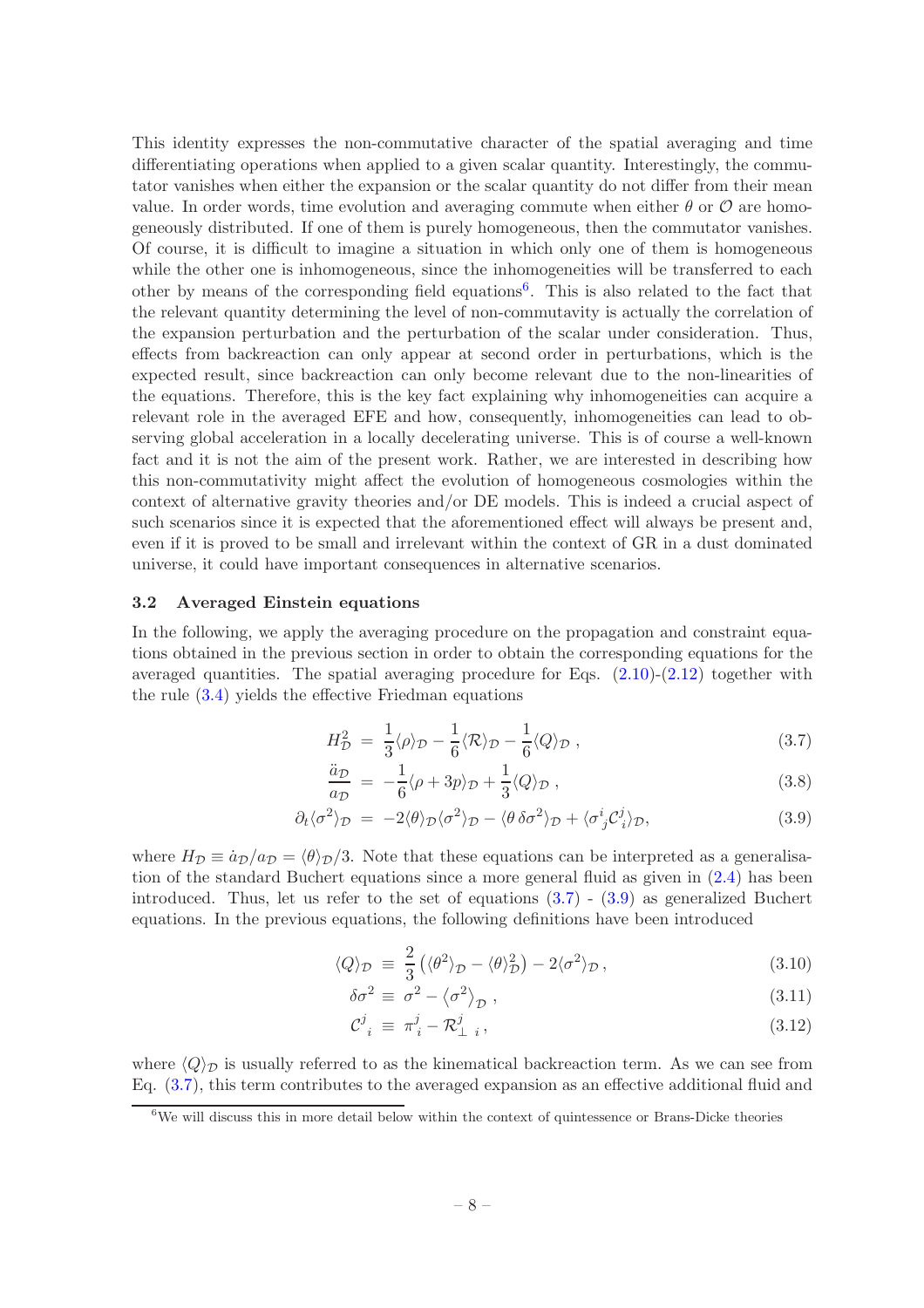This identity expresses the non-commutative character of the spatial averaging and time differentiating operations when applied to a given scalar quantity. Interestingly, the commutator vanishes when either the expansion or the scalar quantity do not differ from their mean value. In order words, time evolution and averaging commute when either $\theta$ or $\mathcal{O}$ are homogeneously distributed. If one of them is purely homogeneous, then the commutator vanishes. Of course, it is difficult to imagine a situation in which only one of them is homogeneous while the other one is inhomogeneous, since the inhomogeneities will be transferred to each other by means of the corresponding field equations[6]. This is also related to the fact that the relevant quantity determining the level of non-commutavity is actually the correlation of the expansion perturbation and the perturbation of the scalar under consideration. Thus, effects from backreaction can only appear at second order in perturbations, which is the expected result, since backreaction can only become relevant due to the non-linearities of the equations. Therefore, this is the key fact explaining why inhomogeneities can acquire a relevant role in the averaged EFE and how, consequently, inhomogeneities can lead to observing global acceleration in a locally decelerating universe. This is of course a well-known fact and it is not the aim of the present work. Rather, we are interested in describing how this non-commutativity might affect the evolution of homogeneous cosmologies within the context of alternative gravity theories and/or DE models. This is indeed a crucial aspect of such scenarios since it is expected that the aforementioned effect will always be present and, even if it is proved to be small and irrelevant within the context of GR in a dust dominated universe, it could have important consequences in alternative scenarios.

### 3.2 Averaged Einstein equations

In the following, we apply the averaging procedure on the propagation and constraint equations obtained in the previous section in order to obtain the corresponding equations for the averaged quantities. The spatial averaging procedure for Eqs. (2.10)-(2.12) together with the rule (3.4) yields the effective Friedman equations

$$H_{\mathcal{D}}^2 = \frac{1}{3}\langle\rho\rangle_{\mathcal{D}} - \frac{1}{6}\langle\mathcal{R}\rangle_{\mathcal{D}} - \frac{1}{6}\langle Q\rangle_{\mathcal{D}}\,, \tag{3.7}$$

$$\frac{\ddot{a}_{\mathcal{D}}}{a_{\mathcal{D}}} = -\frac{1}{6}\langle\rho+3p\rangle_{\mathcal{D}} + \frac{1}{3}\langle Q\rangle_{\mathcal{D}}\,, \tag{3.8}$$

$$\partial_t\langle\sigma^2\rangle_{\mathcal{D}} = -2\langle\theta\rangle_{\mathcal{D}}\langle\sigma^2\rangle_{\mathcal{D}} - \langle\theta\,\delta\sigma^2\rangle_{\mathcal{D}} + \langle\sigma^i{}_j\mathcal{C}^j_i\rangle_{\mathcal{D}}, \tag{3.9}$$

where $H_{\mathcal{D}} \equiv \dot{a}_{\mathcal{D}}/a_{\mathcal{D}} = \langle\theta\rangle_{\mathcal{D}}/3$. Note that these equations can be interpreted as a generalisation of the standard Buchert equations since a more general fluid as given in (2.4) has been introduced. Thus, let us refer to the set of equations (3.7) - (3.9) as generalized Buchert equations. In the previous equations, the following definitions have been introduced

$$\langle Q\rangle_{\mathcal{D}} \equiv \frac{2}{3}\left(\langle\theta^2\rangle_{\mathcal{D}} - \langle\theta\rangle_{\mathcal{D}}^2\right) - 2\langle\sigma^2\rangle_{\mathcal{D}}\,, \tag{3.10}$$

$$\delta\sigma^2 \equiv \sigma^2 - \left\langle\sigma^2\right\rangle_{\mathcal{D}}\,, \tag{3.11}$$

$$\mathcal{C}^j{}_i \equiv \pi^j_i - \mathcal{R}^j_{\perp\ i}\,, \tag{3.12}$$

where $\langle Q\rangle_{\mathcal{D}}$ is usually referred to as the kinematical backreaction term. As we can see from Eq. (3.7), this term contributes to the averaged expansion as an effective additional fluid and

[6] We will discuss this in more detail below within the context of quintessence or Brans-Dicke theories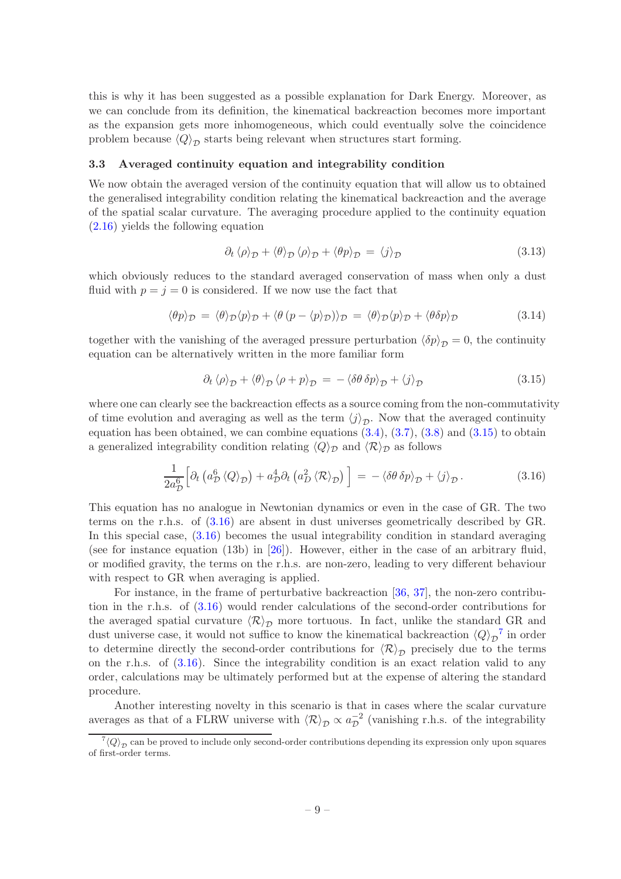this is why it has been suggested as a possible explanation for Dark Energy. Moreover, as we can conclude from its definition, the kinematical backreaction becomes more important as the expansion gets more inhomogeneous, which could eventually solve the coincidence problem because $\langle Q\rangle_{\mathcal{D}}$ starts being relevant when structures start forming.

### 3.3 Averaged continuity equation and integrability condition

We now obtain the averaged version of the continuity equation that will allow us to obtained the generalised integrability condition relating the kinematical backreaction and the average of the spatial scalar curvature. The averaging procedure applied to the continuity equation (2.16) yields the following equation

$$\partial_t \langle\rho\rangle_{\mathcal{D}} + \langle\theta\rangle_{\mathcal{D}} \langle\rho\rangle_{\mathcal{D}} + \langle\theta p\rangle_{\mathcal{D}} = \langle j\rangle_{\mathcal{D}} \tag{3.13}$$

which obviously reduces to the standard averaged conservation of mass when only a dust fluid with $p = j = 0$ is considered. If we now use the fact that

$$\langle\theta p\rangle_{\mathcal{D}} = \langle\theta\rangle_{\mathcal{D}}\langle p\rangle_{\mathcal{D}} + \langle\theta\,(p - \langle p\rangle_{\mathcal{D}})\rangle_{\mathcal{D}} = \langle\theta\rangle_{\mathcal{D}}\langle p\rangle_{\mathcal{D}} + \langle\theta\delta p\rangle_{\mathcal{D}} \tag{3.14}$$

together with the vanishing of the averaged pressure perturbation $\langle\delta p\rangle_{\mathcal{D}} = 0$, the continuity equation can be alternatively written in the more familiar form

$$\partial_t \langle\rho\rangle_{\mathcal{D}} + \langle\theta\rangle_{\mathcal{D}} \langle\rho + p\rangle_{\mathcal{D}} = -\langle\delta\theta\,\delta p\rangle_{\mathcal{D}} + \langle j\rangle_{\mathcal{D}} \tag{3.15}$$

where one can clearly see the backreaction effects as a source coming from the non-commutativity of time evolution and averaging as well as the term $\langle j\rangle_{\mathcal{D}}$. Now that the averaged continuity equation has been obtained, we can combine equations (3.4), (3.7), (3.8) and (3.15) to obtain a generalized integrability condition relating $\langle Q\rangle_{\mathcal{D}}$ and $\langle\mathcal{R}\rangle_{\mathcal{D}}$ as follows

$$\frac{1}{2a_{\mathcal{D}}^6}\Big[\partial_t\left(a_{\mathcal{D}}^6\,\langle Q\rangle_{\mathcal{D}}\right) + a_{\mathcal{D}}^4\partial_t\left(a_{\mathcal{D}}^2\,\langle\mathcal{R}\rangle_{\mathcal{D}}\right)\Big] = -\langle\delta\theta\,\delta p\rangle_{\mathcal{D}} + \langle j\rangle_{\mathcal{D}}\,. \tag{3.16}$$

This equation has no analogue in Newtonian dynamics or even in the case of GR. The two terms on the r.h.s. of (3.16) are absent in dust universes geometrically described by GR. In this special case, (3.16) becomes the usual integrability condition in standard averaging (see for instance equation (13b) in [26]). However, either in the case of an arbitrary fluid, or modified gravity, the terms on the r.h.s. are non-zero, leading to very different behaviour with respect to GR when averaging is applied.

For instance, in the frame of perturbative backreaction [36, 37], the non-zero contribution in the r.h.s. of (3.16) would render calculations of the second-order contributions for the averaged spatial curvature $\langle\mathcal{R}\rangle_{\mathcal{D}}$ more tortuous. In fact, unlike the standard GR and dust universe case, it would not suffice to know the kinematical backreaction $\langle Q\rangle_{\mathcal{D}}$[7] in order to determine directly the second-order contributions for $\langle\mathcal{R}\rangle_{\mathcal{D}}$ precisely due to the terms on the r.h.s. of (3.16). Since the integrability condition is an exact relation valid to any order, calculations may be ultimately performed but at the expense of altering the standard procedure.

Another interesting novelty in this scenario is that in cases where the scalar curvature averages as that of a FLRW universe with $\langle\mathcal{R}\rangle_{\mathcal{D}} \propto a_{\mathcal{D}}^{-2}$ (vanishing r.h.s. of the integrability

[7] $\langle Q\rangle_{\mathcal{D}}$ can be proved to include only second-order contributions depending its expression only upon squares of first-order terms.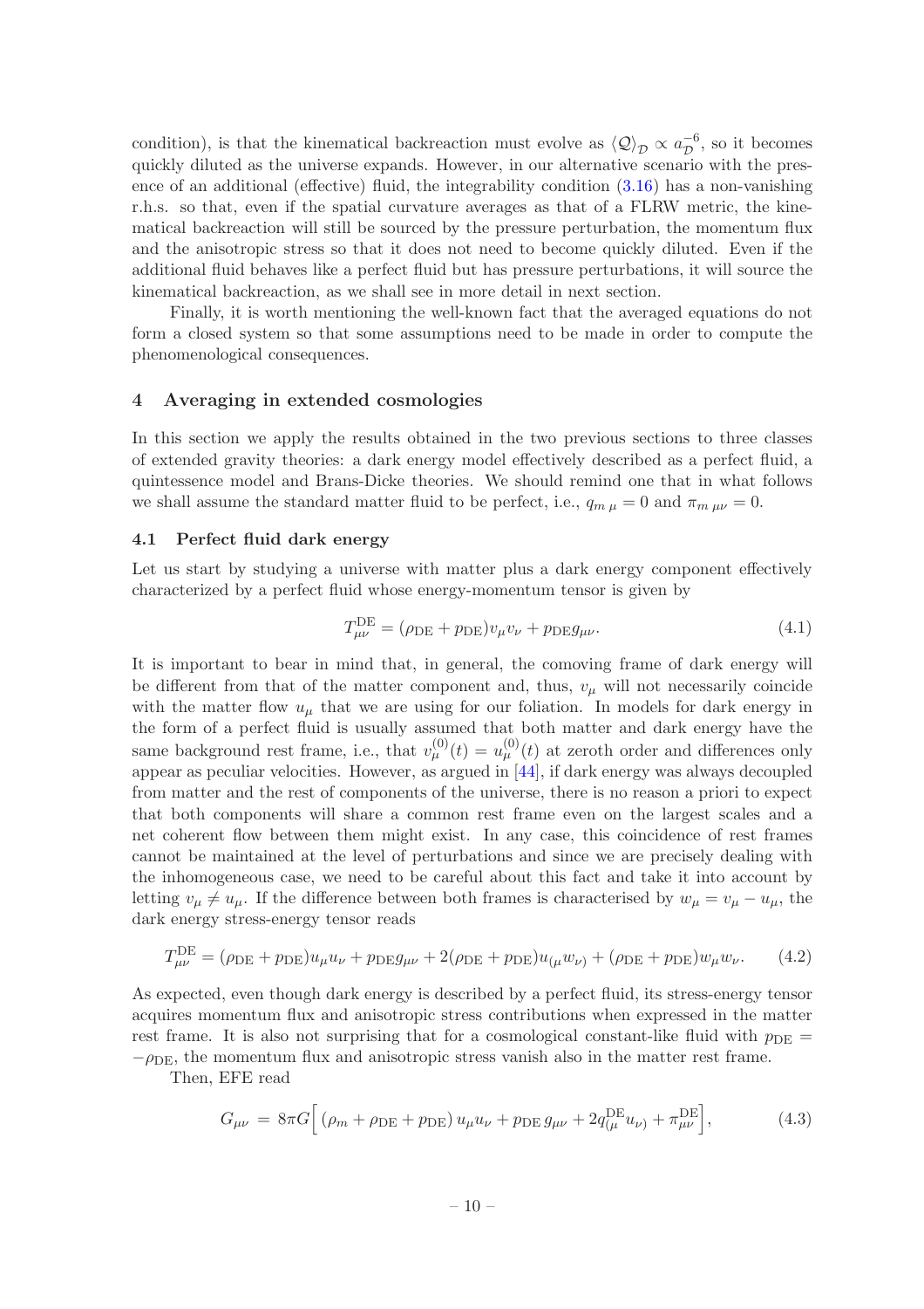condition), is that the kinematical backreaction must evolve as $\langle \mathcal{Q} \rangle_{\mathcal{D}} \propto a_{\mathcal{D}}^{-6}$, so it becomes quickly diluted as the universe expands. However, in our alternative scenario with the presence of an additional (effective) fluid, the integrability condition (3.16) has a non-vanishing r.h.s. so that, even if the spatial curvature averages as that of a FLRW metric, the kinematical backreaction will still be sourced by the pressure perturbation, the momentum flux and the anisotropic stress so that it does not need to become quickly diluted. Even if the additional fluid behaves like a perfect fluid but has pressure perturbations, it will source the kinematical backreaction, as we shall see in more detail in next section.

Finally, it is worth mentioning the well-known fact that the averaged equations do not form a closed system so that some assumptions need to be made in order to compute the phenomenological consequences.

## 4 Averaging in extended cosmologies

In this section we apply the results obtained in the two previous sections to three classes of extended gravity theories: a dark energy model effectively described as a perfect fluid, a quintessence model and Brans-Dicke theories. We should remind one that in what follows we shall assume the standard matter fluid to be perfect, i.e., $q_{m\,\mu} = 0$ and $\pi_{m\,\mu\nu} = 0$.

### 4.1 Perfect fluid dark energy

Let us start by studying a universe with matter plus a dark energy component effectively characterized by a perfect fluid whose energy-momentum tensor is given by

$$T^{\rm DE}_{\mu\nu} = (\rho_{\rm DE} + p_{\rm DE}) v_\mu v_\nu + p_{\rm DE} g_{\mu\nu}. \tag{4.1}$$

It is important to bear in mind that, in general, the comoving frame of dark energy will be different from that of the matter component and, thus, $v_\mu$ will not necessarily coincide with the matter flow $u_\mu$ that we are using for our foliation. In models for dark energy in the form of a perfect fluid is usually assumed that both matter and dark energy have the same background rest frame, i.e., that $v^{(0)}_\mu(t) = u^{(0)}_\mu(t)$ at zeroth order and differences only appear as peculiar velocities. However, as argued in [44], if dark energy was always decoupled from matter and the rest of components of the universe, there is no reason a priori to expect that both components will share a common rest frame even on the largest scales and a net coherent flow between them might exist. In any case, this coincidence of rest frames cannot be maintained at the level of perturbations and since we are precisely dealing with the inhomogeneous case, we need to be careful about this fact and take it into account by letting $v_\mu \neq u_\mu$. If the difference between both frames is characterised by $w_\mu = v_\mu - u_\mu$, the dark energy stress-energy tensor reads

$$T^{\rm DE}_{\mu\nu} = (\rho_{\rm DE} + p_{\rm DE}) u_\mu u_\nu + p_{\rm DE} g_{\mu\nu} + 2(\rho_{\rm DE} + p_{\rm DE}) u_{(\mu} w_{\nu)} + (\rho_{\rm DE} + p_{\rm DE}) w_\mu w_\nu. \tag{4.2}$$

As expected, even though dark energy is described by a perfect fluid, its stress-energy tensor acquires momentum flux and anisotropic stress contributions when expressed in the matter rest frame. It is also not surprising that for a cosmological constant-like fluid with $p_{\rm DE} = -\rho_{\rm DE}$, the momentum flux and anisotropic stress vanish also in the matter rest frame.

Then, EFE read

$$G_{\mu\nu} \,=\, 8\pi G \Big[ \left(\rho_m + \rho_{\rm DE} + p_{\rm DE}\right) u_\mu u_\nu + p_{\rm DE}\, g_{\mu\nu} + 2 q^{\rm DE}_{(\mu} u_{\nu)} + \pi^{\rm DE}_{\mu\nu} \Big], \tag{4.3}$$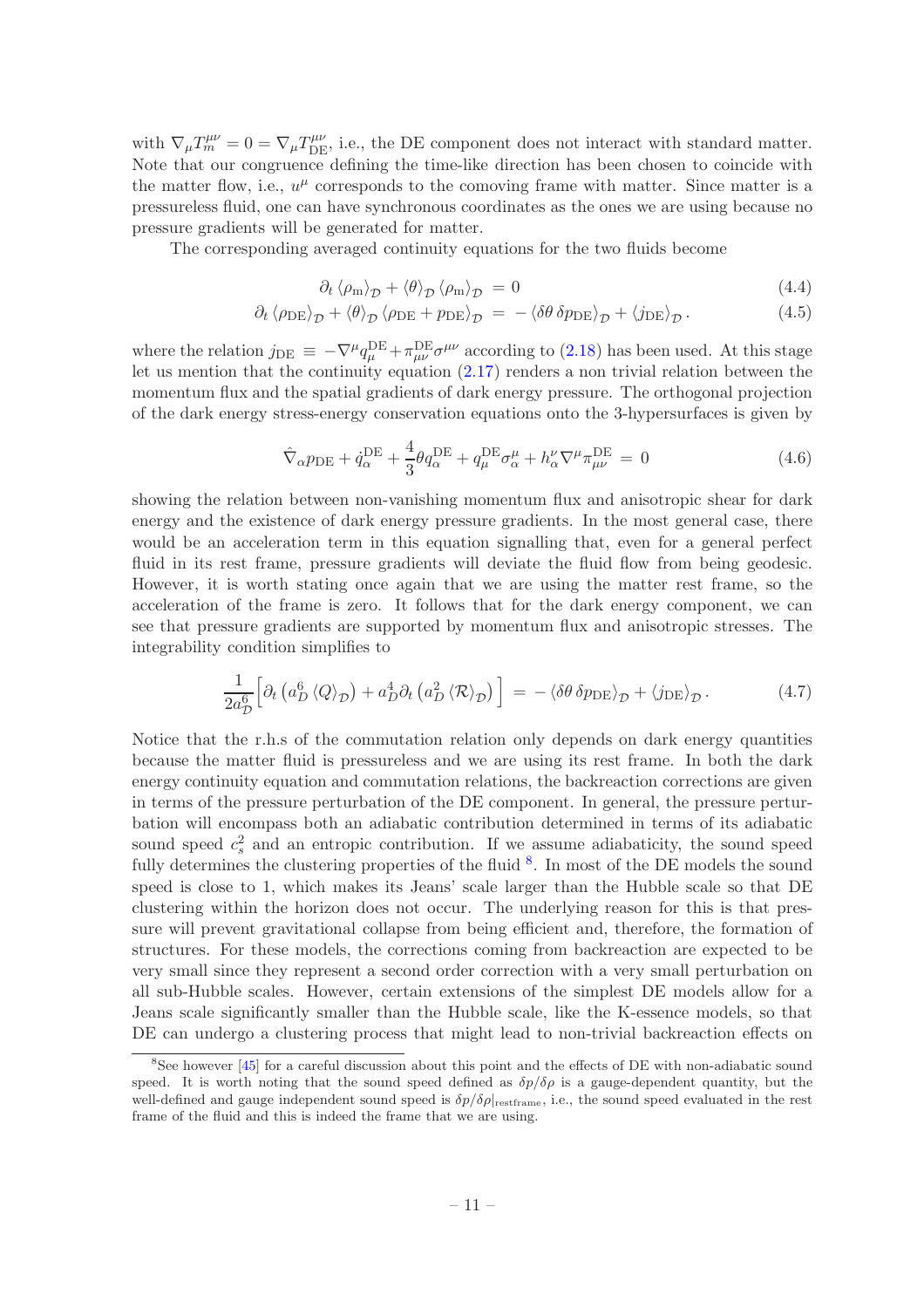with $\nabla_\mu T^{\mu\nu}_m = 0 = \nabla_\mu T^{\mu\nu}_{\rm DE}$, i.e., the DE component does not interact with standard matter. Note that our congruence defining the time-like direction has been chosen to coincide with the matter flow, i.e., $u^\mu$ corresponds to the comoving frame with matter. Since matter is a pressureless fluid, one can have synchronous coordinates as the ones we are using because no pressure gradients will be generated for matter.

The corresponding averaged continuity equations for the two fluids become

$$\partial_t \langle \rho_{\rm m} \rangle_{\mathcal{D}} + \langle \theta \rangle_{\mathcal{D}} \langle \rho_{\rm m} \rangle_{\mathcal{D}} \;=\; 0 \tag{4.4}$$

$$\partial_t \langle \rho_{\rm DE} \rangle_{\mathcal{D}} + \langle \theta \rangle_{\mathcal{D}} \langle \rho_{\rm DE} + p_{\rm DE} \rangle_{\mathcal{D}} \;=\; -\langle \delta\theta \, \delta p_{\rm DE} \rangle_{\mathcal{D}} + \langle j_{\rm DE} \rangle_{\mathcal{D}} . \tag{4.5}$$

where the relation $j_{\rm DE} \equiv -\nabla^\mu q^{\rm DE}_\mu + \pi^{\rm DE}_{\mu\nu}\sigma^{\mu\nu}$ according to (2.18) has been used. At this stage let us mention that the continuity equation (2.17) renders a non trivial relation between the momentum flux and the spatial gradients of dark energy pressure. The orthogonal projection of the dark energy stress-energy conservation equations onto the 3-hypersurfaces is given by

$$\hat{\nabla}_\alpha p_{\rm DE} + \dot{q}^{\rm DE}_\alpha + \frac{4}{3}\theta q^{\rm DE}_\alpha + q^{\rm DE}_\mu \sigma^\mu_\alpha + h^\nu_\alpha \nabla^\mu \pi^{\rm DE}_{\mu\nu} \;=\; 0 \tag{4.6}$$

showing the relation between non-vanishing momentum flux and anisotropic shear for dark energy and the existence of dark energy pressure gradients. In the most general case, there would be an acceleration term in this equation signalling that, even for a general perfect fluid in its rest frame, pressure gradients will deviate the fluid flow from being geodesic. However, it is worth stating once again that we are using the matter rest frame, so the acceleration of the frame is zero. It follows that for the dark energy component, we can see that pressure gradients are supported by momentum flux and anisotropic stresses. The integrability condition simplifies to

$$\frac{1}{2a^6_{\mathcal{D}}}\Big[\partial_t \left(a^6_D \langle Q \rangle_{\mathcal{D}}\right) + a^4_D \partial_t \left(a^2_D \langle \mathcal{R} \rangle_{\mathcal{D}}\right)\Big] \;=\; -\langle \delta\theta \, \delta p_{\rm DE} \rangle_{\mathcal{D}} + \langle j_{\rm DE} \rangle_{\mathcal{D}} . \tag{4.7}$$

Notice that the r.h.s of the commutation relation only depends on dark energy quantities because the matter fluid is pressureless and we are using its rest frame. In both the dark energy continuity equation and commutation relations, the backreaction corrections are given in terms of the pressure perturbation of the DE component. In general, the pressure perturbation will encompass both an adiabatic contribution determined in terms of its adiabatic sound speed $c_s^2$ and an entropic contribution. If we assume adiabaticity, the sound speed fully determines the clustering properties of the fluid [8]. In most of the DE models the sound speed is close to 1, which makes its Jeans' scale larger than the Hubble scale so that DE clustering within the horizon does not occur. The underlying reason for this is that pressure will prevent gravitational collapse from being efficient and, therefore, the formation of structures. For these models, the corrections coming from backreaction are expected to be very small since they represent a second order correction with a very small perturbation on all sub-Hubble scales. However, certain extensions of the simplest DE models allow for a Jeans scale significantly smaller than the Hubble scale, like the K-essence models, so that DE can undergo a clustering process that might lead to non-trivial backreaction effects on

[8] See however [45] for a careful discussion about this point and the effects of DE with non-adiabatic sound speed. It is worth noting that the sound speed defined as $\delta p/\delta\rho$ is a gauge-dependent quantity, but the well-defined and gauge independent sound speed is $\delta p/\delta\rho|_{\rm restframe}$, i.e., the sound speed evaluated in the rest frame of the fluid and this is indeed the frame that we are using.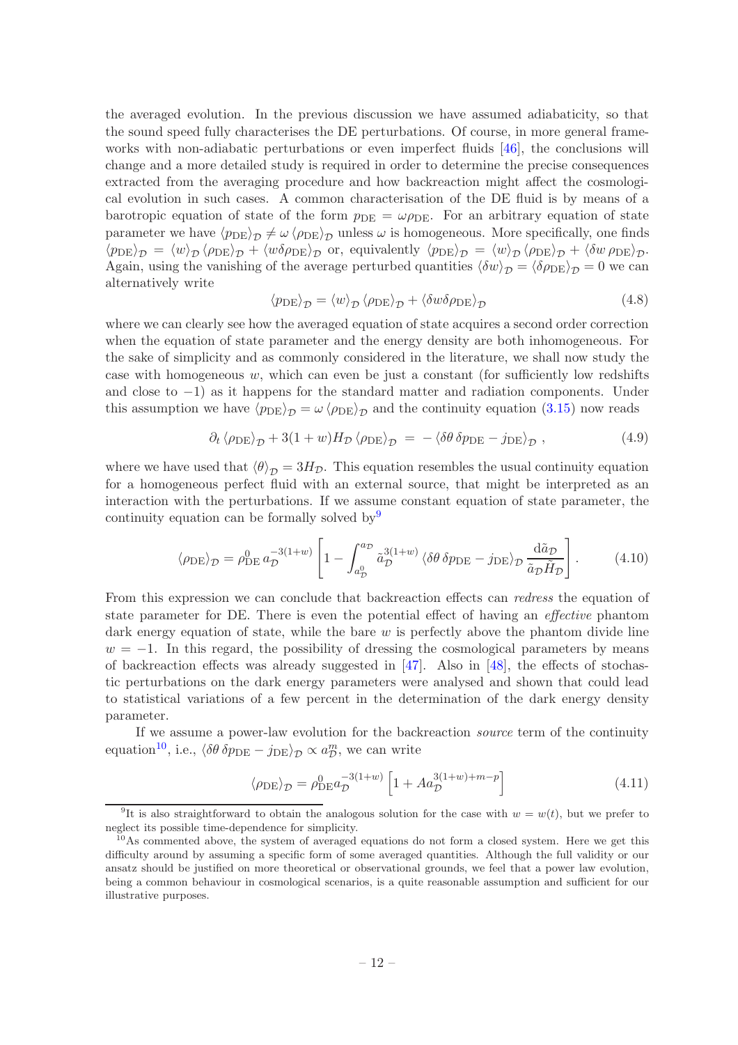the averaged evolution. In the previous discussion we have assumed adiabaticity, so that the sound speed fully characterises the DE perturbations. Of course, in more general frameworks with non-adiabatic perturbations or even imperfect fluids [46], the conclusions will change and a more detailed study is required in order to determine the precise consequences extracted from the averaging procedure and how backreaction might affect the cosmological evolution in such cases. A common characterisation of the DE fluid is by means of a barotropic equation of state of the form $p_{\rm DE} = \omega \rho_{\rm DE}$. For an arbitrary equation of state parameter we have $\langle p_{\rm DE}\rangle_{\mathcal{D}} \neq \omega \langle \rho_{\rm DE}\rangle_{\mathcal{D}}$ unless $\omega$ is homogeneous. More specifically, one finds $\langle p_{\rm DE}\rangle_{\mathcal{D}} = \langle w\rangle_{\mathcal{D}} \langle \rho_{\rm DE}\rangle_{\mathcal{D}} + \langle w \delta\rho_{\rm DE}\rangle_{\mathcal{D}}$ or, equivalently $\langle p_{\rm DE}\rangle_{\mathcal{D}} = \langle w\rangle_{\mathcal{D}} \langle \rho_{\rm DE}\rangle_{\mathcal{D}} + \langle \delta w\, \rho_{\rm DE}\rangle_{\mathcal{D}}$. Again, using the vanishing of the average perturbed quantities $\langle \delta w\rangle_{\mathcal{D}} = \langle \delta\rho_{\rm DE}\rangle_{\mathcal{D}} = 0$ we can alternatively write

$$\langle p_{\rm DE}\rangle_{\mathcal{D}} = \langle w\rangle_{\mathcal{D}} \langle \rho_{\rm DE}\rangle_{\mathcal{D}} + \langle \delta w \delta\rho_{\rm DE}\rangle_{\mathcal{D}} \tag{4.8}$$

where we can clearly see how the averaged equation of state acquires a second order correction when the equation of state parameter and the energy density are both inhomogeneous. For the sake of simplicity and as commonly considered in the literature, we shall now study the case with homogeneous $w$, which can even be just a constant (for sufficiently low redshifts and close to $-1$) as it happens for the standard matter and radiation components. Under this assumption we have $\langle p_{\rm DE}\rangle_{\mathcal{D}} = \omega \langle \rho_{\rm DE}\rangle_{\mathcal{D}}$ and the continuity equation (3.15) now reads

$$\partial_t \langle \rho_{\rm DE}\rangle_{\mathcal{D}} + 3(1+w) H_{\mathcal{D}} \langle \rho_{\rm DE}\rangle_{\mathcal{D}} \; = \; - \langle \delta\theta\, \delta p_{\rm DE} - j_{\rm DE}\rangle_{\mathcal{D}} \;, \tag{4.9}$$

where we have used that $\langle \theta\rangle_{\mathcal{D}} = 3H_{\mathcal{D}}$. This equation resembles the usual continuity equation for a homogeneous perfect fluid with an external source, that might be interpreted as an interaction with the perturbations. If we assume constant equation of state parameter, the continuity equation can be formally solved by[9]

$$\langle \rho_{\rm DE}\rangle_{\mathcal{D}} = \rho^0_{\rm DE}\, a_{\mathcal{D}}^{-3(1+w)} \left[ 1 - \int_{a^0_{\mathcal{D}}}^{a_{\mathcal{D}}} \tilde{a}_{\mathcal{D}}^{3(1+w)} \langle \delta\theta\, \delta p_{\rm DE} - j_{\rm DE}\rangle_{\mathcal{D}} \frac{{\rm d}\tilde{a}_{\mathcal{D}}}{\tilde{a}_{\mathcal{D}} \tilde{H}_{\mathcal{D}}} \right]. \tag{4.10}$$

From this expression we can conclude that backreaction effects can *redress* the equation of state parameter for DE. There is even the potential effect of having an *effective* phantom dark energy equation of state, while the bare $w$ is perfectly above the phantom divide line $w = -1$. In this regard, the possibility of dressing the cosmological parameters by means of backreaction effects was already suggested in [47]. Also in [48], the effects of stochastic perturbations on the dark energy parameters were analysed and shown that could lead to statistical variations of a few percent in the determination of the dark energy density parameter.

If we assume a power-law evolution for the backreaction *source* term of the continuity equation[10], i.e., $\langle \delta\theta\, \delta p_{\rm DE} - j_{\rm DE}\rangle_{\mathcal{D}} \propto a_{\mathcal{D}}^m$, we can write

$$\langle \rho_{\rm DE}\rangle_{\mathcal{D}} = \rho^0_{\rm DE} a_{\mathcal{D}}^{-3(1+w)} \left[ 1 + A a_{\mathcal{D}}^{3(1+w)+m-p} \right] \tag{4.11}$$

[9] It is also straightforward to obtain the analogous solution for the case with $w = w(t)$, but we prefer to neglect its possible time-dependence for simplicity.

[10] As commented above, the system of averaged equations do not form a closed system. Here we get this difficulty around by assuming a specific form of some averaged quantities. Although the full validity or our ansatz should be justified on more theoretical or observational grounds, we feel that a power law evolution, being a common behaviour in cosmological scenarios, is a quite reasonable assumption and sufficient for our illustrative purposes.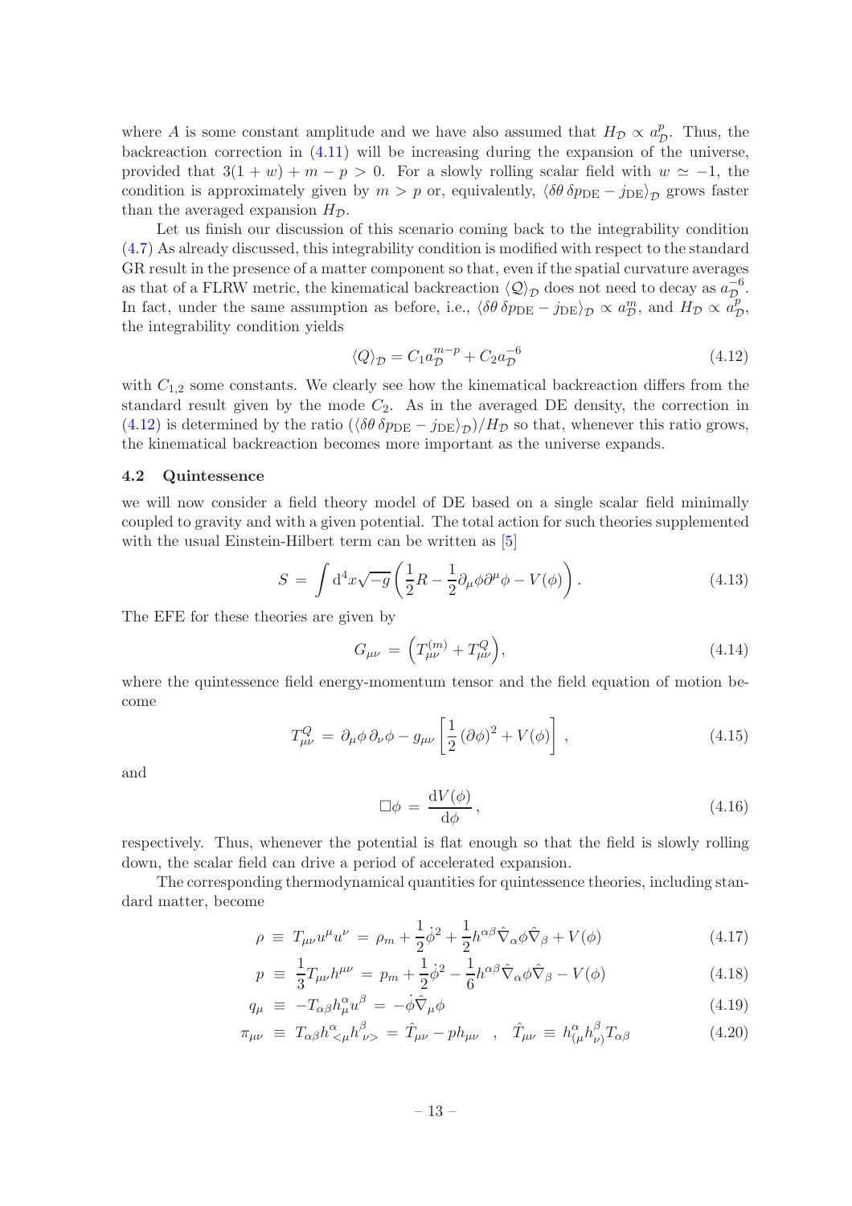where $A$ is some constant amplitude and we have also assumed that $H_{\mathcal{D}} \propto a_{\mathcal{D}}^p$. Thus, the backreaction correction in (4.11) will be increasing during the expansion of the universe, provided that $3(1+w)+m-p>0$. For a slowly rolling scalar field with $w \simeq -1$, the condition is approximately given by $m > p$ or, equivalently, $\langle \delta\theta\, \delta p_{\rm DE} - j_{\rm DE}\rangle_{\mathcal{D}}$ grows faster than the averaged expansion $H_{\mathcal{D}}$.

Let us finish our discussion of this scenario coming back to the integrability condition (4.7) As already discussed, this integrability condition is modified with respect to the standard GR result in the presence of a matter component so that, even if the spatial curvature averages as that of a FLRW metric, the kinematical backreaction $\langle \mathcal{Q}\rangle_{\mathcal{D}}$ does not need to decay as $a_{\mathcal{D}}^{-6}$. In fact, under the same assumption as before, i.e., $\langle \delta\theta\, \delta p_{\rm DE} - j_{\rm DE}\rangle_{\mathcal{D}} \propto a_{\mathcal{D}}^m$, and $H_{\mathcal{D}} \propto a_{\mathcal{D}}^p$, the integrability condition yields

$$
\langle Q\rangle_{\mathcal{D}} = C_1 a_{\mathcal{D}}^{m-p} + C_2 a_{\mathcal{D}}^{-6} \tag{4.12}
$$

with $C_{1,2}$ some constants. We clearly see how the kinematical backreaction differs from the standard result given by the mode $C_2$. As in the averaged DE density, the correction in (4.12) is determined by the ratio $(\langle \delta\theta\, \delta p_{\rm DE} - j_{\rm DE}\rangle_{\mathcal{D}})/H_{\mathcal{D}}$ so that, whenever this ratio grows, the kinematical backreaction becomes more important as the universe expands.

### 4.2 Quintessence

we will now consider a field theory model of DE based on a single scalar field minimally coupled to gravity and with a given potential. The total action for such theories supplemented with the usual Einstein-Hilbert term can be written as [5]

$$
S = \int \mathrm{d}^4x \sqrt{-g}\left(\frac{1}{2}R - \frac{1}{2}\partial_\mu\phi\partial^\mu\phi - V(\phi)\right). \tag{4.13}
$$

The EFE for these theories are given by

$$
G_{\mu\nu} = \left(T_{\mu\nu}^{(m)} + T_{\mu\nu}^{Q}\right), \tag{4.14}
$$

where the quintessence field energy-momentum tensor and the field equation of motion become

$$
T_{\mu\nu}^{Q} = \partial_\mu\phi\,\partial_\nu\phi - g_{\mu\nu}\left[\frac{1}{2}\left(\partial\phi\right)^2 + V(\phi)\right], \tag{4.15}
$$

and

$$
\Box\phi = \frac{\mathrm{d}V(\phi)}{\mathrm{d}\phi}, \tag{4.16}
$$

respectively. Thus, whenever the potential is flat enough so that the field is slowly rolling down, the scalar field can drive a period of accelerated expansion.

The corresponding thermodynamical quantities for quintessence theories, including standard matter, become

$$
\rho \equiv T_{\mu\nu}u^\mu u^\nu = \rho_m + \frac{1}{2}\dot{\phi}^2 + \frac{1}{2}h^{\alpha\beta}\hat{\nabla}_\alpha\phi\hat{\nabla}_\beta + V(\phi) \tag{4.17}
$$

$$
p \equiv \frac{1}{3}T_{\mu\nu}h^{\mu\nu} = p_m + \frac{1}{2}\dot{\phi}^2 - \frac{1}{6}h^{\alpha\beta}\hat{\nabla}_\alpha\phi\hat{\nabla}_\beta - V(\phi) \tag{4.18}
$$

$$
q_\mu \equiv -T_{\alpha\beta}h^\alpha_\mu u^\beta = -\dot{\phi}\hat{\nabla}_\mu\phi \tag{4.19}
$$

$$
\pi_{\mu\nu} \equiv T_{\alpha\beta}h^\alpha_{<\mu}h^\beta_{\nu>} = \hat{T}_{\mu\nu} - p h_{\mu\nu} \quad , \quad \hat{T}_{\mu\nu} \equiv h^\alpha_{(\mu}h^\beta_{\nu)}T_{\alpha\beta} \tag{4.20}
$$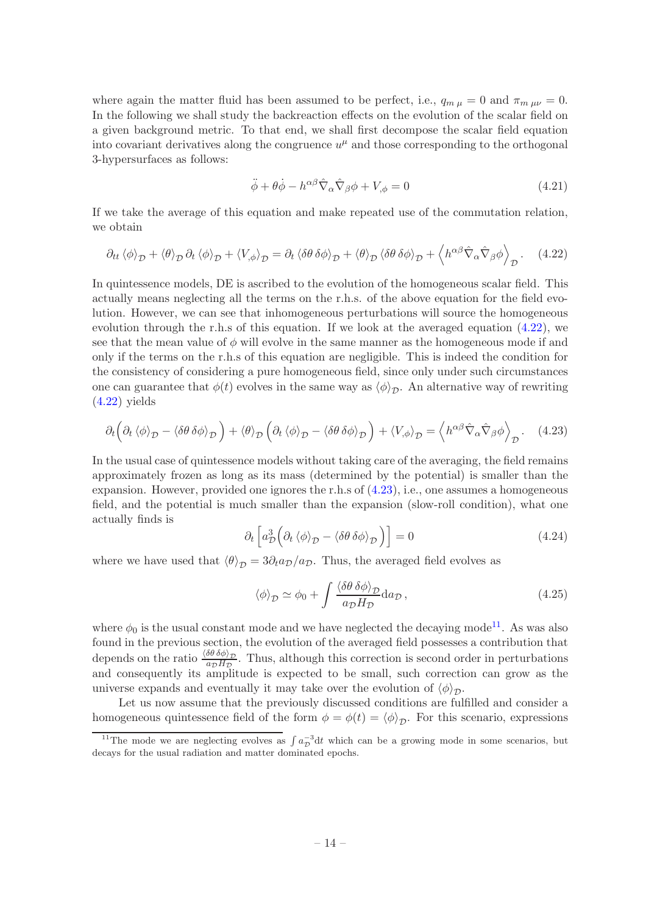where again the matter fluid has been assumed to be perfect, i.e., $q_{m\,\mu} = 0$ and $\pi_{m\,\mu\nu} = 0$. In the following we shall study the backreaction effects on the evolution of the scalar field on a given background metric. To that end, we shall first decompose the scalar field equation into covariant derivatives along the congruence $u^\mu$ and those corresponding to the orthogonal 3-hypersurfaces as follows:

$$\ddot{\phi} + \theta\dot{\phi} - h^{\alpha\beta}\hat{\nabla}_\alpha\hat{\nabla}_\beta\phi + V_{,\phi} = 0 \tag{4.21}$$

If we take the average of this equation and make repeated use of the commutation relation, we obtain

$$\partial_{tt}\left\langle\phi\right\rangle_{\mathcal{D}} + \left\langle\theta\right\rangle_{\mathcal{D}}\partial_t\left\langle\phi\right\rangle_{\mathcal{D}} + \left\langle V_{,\phi}\right\rangle_{\mathcal{D}} = \partial_t\left\langle\delta\theta\,\delta\phi\right\rangle_{\mathcal{D}} + \left\langle\theta\right\rangle_{\mathcal{D}}\left\langle\delta\theta\,\delta\phi\right\rangle_{\mathcal{D}} + \left\langle h^{\alpha\beta}\hat{\nabla}_\alpha\hat{\nabla}_\beta\phi\right\rangle_{\mathcal{D}}. \tag{4.22}$$

In quintessence models, DE is ascribed to the evolution of the homogeneous scalar field. This actually means neglecting all the terms on the r.h.s. of the above equation for the field evolution. However, we can see that inhomogeneous perturbations will source the homogeneous evolution through the r.h.s. of this equation. If we look at the averaged equation (4.22), we see that the mean value of $\phi$ will evolve in the same manner as the homogeneous mode if and only if the terms on the r.h.s of this equation are negligible. This is indeed the condition for the consistency of considering a pure homogeneous field, since only under such circumstances one can guarantee that $\phi(t)$ evolves in the same way as $\left\langle\phi\right\rangle_{\mathcal{D}}$. An alternative way of rewriting (4.22) yields

$$\partial_t\Big(\partial_t\left\langle\phi\right\rangle_{\mathcal{D}} - \left\langle\delta\theta\,\delta\phi\right\rangle_{\mathcal{D}}\Big) + \left\langle\theta\right\rangle_{\mathcal{D}}\Big(\partial_t\left\langle\phi\right\rangle_{\mathcal{D}} - \left\langle\delta\theta\,\delta\phi\right\rangle_{\mathcal{D}}\Big) + \left\langle V_{,\phi}\right\rangle_{\mathcal{D}} = \left\langle h^{\alpha\beta}\hat{\nabla}_\alpha\hat{\nabla}_\beta\phi\right\rangle_{\mathcal{D}}. \tag{4.23}$$

In the usual case of quintessence models without taking care of the averaging, the field remains approximately frozen as long as its mass (determined by the potential) is smaller than the expansion. However, provided one ignores the r.h.s of (4.23), i.e., one assumes a homogeneous field, and the potential is much smaller than the expansion (slow-roll condition), what one actually finds is

$$\partial_t\left[a_{\mathcal{D}}^3\Big(\partial_t\left\langle\phi\right\rangle_{\mathcal{D}} - \left\langle\delta\theta\,\delta\phi\right\rangle_{\mathcal{D}}\Big)\right] = 0 \tag{4.24}$$

where we have used that $\left\langle\theta\right\rangle_{\mathcal{D}} = 3\partial_t a_{\mathcal{D}}/a_{\mathcal{D}}$. Thus, the averaged field evolves as

$$\left\langle\phi\right\rangle_{\mathcal{D}} \simeq \phi_0 + \int\frac{\left\langle\delta\theta\,\delta\phi\right\rangle_{\mathcal{D}}}{a_{\mathcal{D}}H_{\mathcal{D}}}\mathrm{d}a_{\mathcal{D}}\,, \tag{4.25}$$

where $\phi_0$ is the usual constant mode and we have neglected the decaying mode[11]. As was also found in the previous section, the evolution of the averaged field possesses a contribution that depends on the ratio $\frac{\left\langle\delta\theta\,\delta\phi\right\rangle_{\mathcal{D}}}{a_{\mathcal{D}}H_{\mathcal{D}}}$. Thus, although this correction is second order in perturbations and consequently its amplitude is expected to be small, such correction can grow as the universe expands and eventually it may take over the evolution of $\left\langle\phi\right\rangle_{\mathcal{D}}$.

Let us now assume that the previously discussed conditions are fulfilled and consider a homogeneous quintessence field of the form $\phi = \phi(t) = \left\langle\phi\right\rangle_{\mathcal{D}}$. For this scenario, expressions

[11] The mode we are neglecting evolves as $\int a_{\mathcal{D}}^{-3}\mathrm{d}t$ which can be a growing mode in some scenarios, but decays for the usual radiation and matter dominated epochs.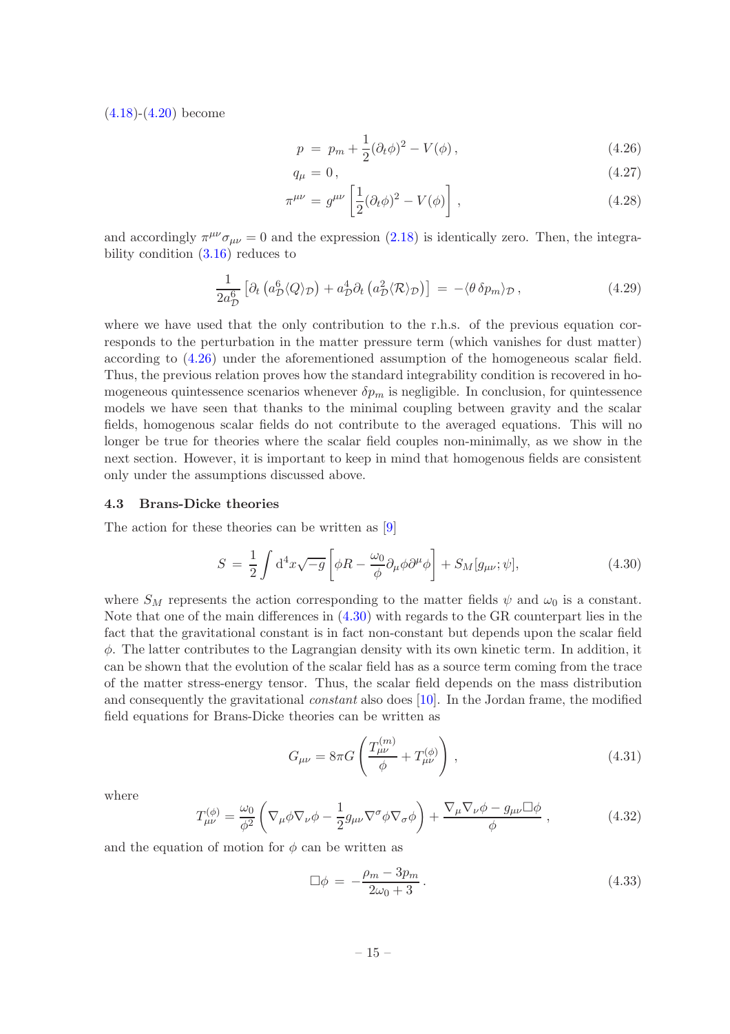(4.18)-(4.20) become

$$p = p_m + \frac{1}{2}(\partial_t \phi)^2 - V(\phi)\,, \tag{4.26}$$

$$q_\mu = 0\,, \tag{4.27}$$

$$\pi^{\mu\nu} = g^{\mu\nu}\left[\frac{1}{2}(\partial_t\phi)^2 - V(\phi)\right]\,, \tag{4.28}$$

and accordingly $\pi^{\mu\nu}\sigma_{\mu\nu} = 0$ and the expression (2.18) is identically zero. Then, the integrability condition (3.16) reduces to

$$\frac{1}{2a_{\mathcal{D}}^6}\left[\partial_t\left(a_{\mathcal{D}}^6\langle Q\rangle_{\mathcal{D}}\right) + a_{\mathcal{D}}^4\partial_t\left(a_{\mathcal{D}}^2\langle\mathcal{R}\rangle_{\mathcal{D}}\right)\right] = -\langle\theta\,\delta p_m\rangle_{\mathcal{D}}\,, \tag{4.29}$$

where we have used that the only contribution to the r.h.s. of the previous equation corresponds to the perturbation in the matter pressure term (which vanishes for dust matter) according to (4.26) under the aforementioned assumption of the homogeneous scalar field. Thus, the previous relation proves how the standard integrability condition is recovered in homogeneous quintessence scenarios whenever $\delta p_m$ is negligible. In conclusion, for quintessence models we have seen that thanks to the minimal coupling between gravity and the scalar fields, homogenous scalar fields do not contribute to the averaged equations. This will no longer be true for theories where the scalar field couples non-minimally, as we show in the next section. However, it is important to keep in mind that homogenous fields are consistent only under the assumptions discussed above.

### 4.3 Brans-Dicke theories

The action for these theories can be written as [9]

$$S = \frac{1}{2}\int \mathrm{d}^4x\sqrt{-g}\left[\phi R - \frac{\omega_0}{\phi}\partial_\mu\phi\partial^\mu\phi\right] + S_M[g_{\mu\nu};\psi], \tag{4.30}$$

where $S_M$ represents the action corresponding to the matter fields $\psi$ and $\omega_0$ is a constant. Note that one of the main differences in (4.30) with regards to the GR counterpart lies in the fact that the gravitational constant is in fact non-constant but depends upon the scalar field $\phi$. The latter contributes to the Lagrangian density with its own kinetic term. In addition, it can be shown that the evolution of the scalar field has as a source term coming from the trace of the matter stress-energy tensor. Thus, the scalar field depends on the mass distribution and consequently the gravitational *constant* also does [10]. In the Jordan frame, the modified field equations for Brans-Dicke theories can be written as

$$G_{\mu\nu} = 8\pi G\left(\frac{T_{\mu\nu}^{(m)}}{\phi} + T_{\mu\nu}^{(\phi)}\right)\,, \tag{4.31}$$

where

$$T_{\mu\nu}^{(\phi)} = \frac{\omega_0}{\phi^2}\left(\nabla_\mu\phi\nabla_\nu\phi - \frac{1}{2}g_{\mu\nu}\nabla^\sigma\phi\nabla_\sigma\phi\right) + \frac{\nabla_\mu\nabla_\nu\phi - g_{\mu\nu}\Box\phi}{\phi}\,, \tag{4.32}$$

and the equation of motion for $\phi$ can be written as

$$\Box\phi = -\frac{\rho_m - 3p_m}{2\omega_0 + 3}\,. \tag{4.33}$$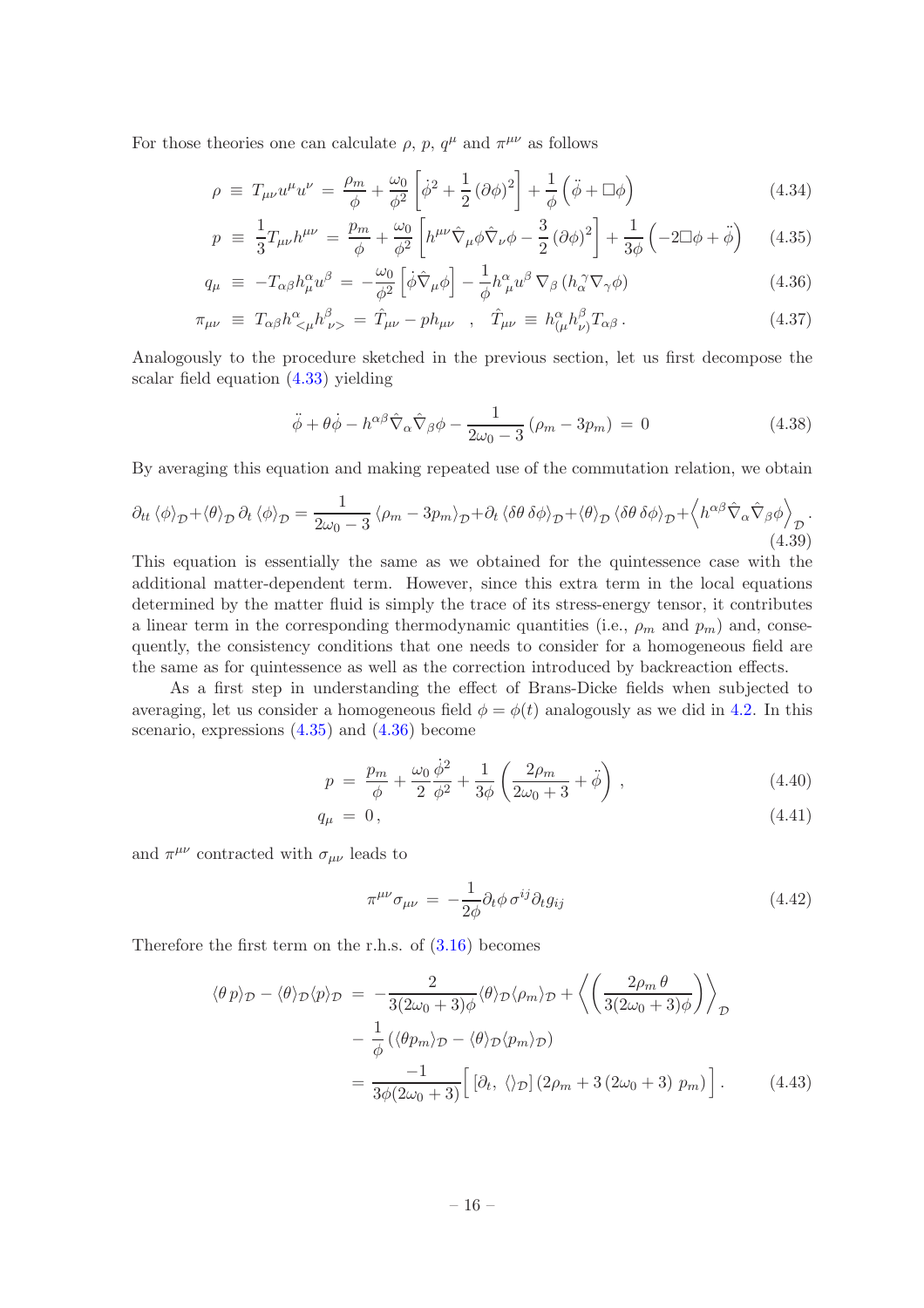For those theories one can calculate $\rho$, $p$, $q^\mu$ and $\pi^{\mu\nu}$ as follows

$$\rho \equiv T_{\mu\nu}u^\mu u^\nu = \frac{\rho_m}{\phi} + \frac{\omega_0}{\phi^2}\left[\dot{\phi}^2 + \frac{1}{2}(\partial\phi)^2\right] + \frac{1}{\phi}\left(\ddot{\phi} + \Box\phi\right) \tag{4.34}$$

$$p \equiv \frac{1}{3}T_{\mu\nu}h^{\mu\nu} = \frac{p_m}{\phi} + \frac{\omega_0}{\phi^2}\left[h^{\mu\nu}\hat{\nabla}_\mu\phi\hat{\nabla}_\nu\phi - \frac{3}{2}(\partial\phi)^2\right] + \frac{1}{3\phi}\left(-2\Box\phi + \ddot{\phi}\right) \tag{4.35}$$

$$q_\mu \equiv -T_{\alpha\beta}h^\alpha_\mu u^\beta = -\frac{\omega_0}{\phi^2}\left[\dot{\phi}\hat{\nabla}_\mu\phi\right] - \frac{1}{\phi}h^\alpha_{\ \mu}u^\beta\,\nabla_\beta\left(h_\alpha^{\ \gamma}\nabla_\gamma\phi\right) \tag{4.36}$$

$$\pi_{\mu\nu} \equiv T_{\alpha\beta}h^\alpha_{\ <\mu}h^\beta_{\ \nu>} = \hat{T}_{\mu\nu} - ph_{\mu\nu} \quad , \quad \hat{T}_{\mu\nu} \equiv h^\alpha_{(\mu}h^\beta_{\nu)}T_{\alpha\beta}\,. \tag{4.37}$$

Analogously to the procedure sketched in the previous section, let us first decompose the scalar field equation (4.33) yielding

$$\ddot{\phi} + \theta\dot{\phi} - h^{\alpha\beta}\hat{\nabla}_\alpha\hat{\nabla}_\beta\phi - \frac{1}{2\omega_0 - 3}\left(\rho_m - 3p_m\right) = 0 \tag{4.38}$$

By averaging this equation and making repeated use of the commutation relation, we obtain

$$\partial_{tt}\langle\phi\rangle_{\mathcal{D}} + \langle\theta\rangle_{\mathcal{D}}\,\partial_t\langle\phi\rangle_{\mathcal{D}} = \frac{1}{2\omega_0 - 3}\langle\rho_m - 3p_m\rangle_{\mathcal{D}} + \partial_t\langle\delta\theta\,\delta\phi\rangle_{\mathcal{D}} + \langle\theta\rangle_{\mathcal{D}}\langle\delta\theta\,\delta\phi\rangle_{\mathcal{D}} + \left\langle h^{\alpha\beta}\hat{\nabla}_\alpha\hat{\nabla}_\beta\phi\right\rangle_{\mathcal{D}}. \tag{4.39}$$

This equation is essentially the same as we obtained for the quintessence case with the additional matter-dependent term. However, since this extra term in the local equations determined by the matter fluid is simply the trace of its stress-energy tensor, it contributes a linear term in the corresponding thermodynamic quantities (i.e., $\rho_m$ and $p_m$) and, consequently, the consistency conditions that one needs to consider for a homogeneous field are the same as for quintessence as well as the correction introduced by backreaction effects.

As a first step in understanding the effect of Brans-Dicke fields when subjected to averaging, let us consider a homogeneous field $\phi = \phi(t)$ analogously as we did in 4.2. In this scenario, expressions (4.35) and (4.36) become

$$p = \frac{p_m}{\phi} + \frac{\omega_0}{2}\frac{\dot{\phi}^2}{\phi^2} + \frac{1}{3\phi}\left(\frac{2\rho_m}{2\omega_0 + 3} + \ddot{\phi}\right), \tag{4.40}$$

$$q_\mu = 0\,, \tag{4.41}$$

and $\pi^{\mu\nu}$ contracted with $\sigma_{\mu\nu}$ leads to

$$\pi^{\mu\nu}\sigma_{\mu\nu} = -\frac{1}{2\phi}\partial_t\phi\,\sigma^{ij}\partial_t g_{ij} \tag{4.42}$$

Therefore the first term on the r.h.s. of (3.16) becomes

$$\begin{aligned}
\langle\theta\,p\rangle_{\mathcal{D}} - \langle\theta\rangle_{\mathcal{D}}\langle p\rangle_{\mathcal{D}} &= -\frac{2}{3(2\omega_0 + 3)\phi}\langle\theta\rangle_{\mathcal{D}}\langle\rho_m\rangle_{\mathcal{D}} + \left\langle\left(\frac{2\rho_m\,\theta}{3(2\omega_0 + 3)\phi}\right)\right\rangle_{\mathcal{D}} \\
&\quad - \frac{1}{\phi}\left(\langle\theta p_m\rangle_{\mathcal{D}} - \langle\theta\rangle_{\mathcal{D}}\langle p_m\rangle_{\mathcal{D}}\right) \\
&= \frac{-1}{3\phi(2\omega_0 + 3)}\Big[\left[\partial_t,\,\langle\rangle_{\mathcal{D}}\right]\left(2\rho_m + 3\left(2\omega_0 + 3\right)\,p_m\right)\Big].
\end{aligned} \tag{4.43}$$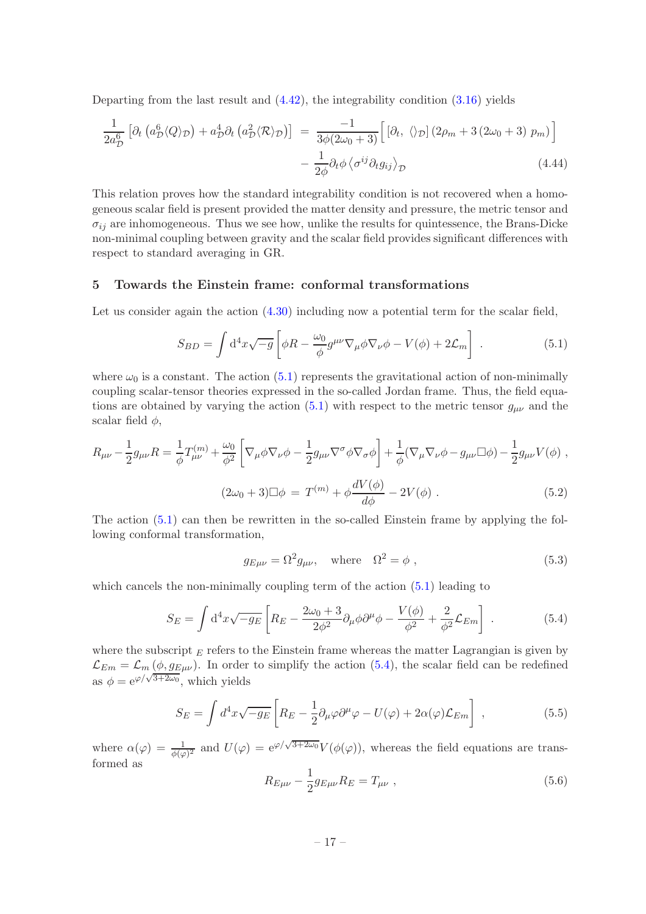Departing from the last result and (4.42), the integrability condition (3.16) yields

$$
\begin{aligned}
\frac{1}{2a_{\mathcal{D}}^6}\left[\partial_t\left(a_{\mathcal{D}}^6\langle Q\rangle_{\mathcal{D}}\right)+a_{\mathcal{D}}^4\partial_t\left(a_{\mathcal{D}}^2\langle\mathcal{R}\rangle_{\mathcal{D}}\right)\right] &= \frac{-1}{3\phi(2\omega_0+3)}\Big[\left[\partial_t,\ \langle\rangle_{\mathcal{D}}\right]\left(2\rho_m+3\left(2\omega_0+3\right)\,p_m\right)\Big] \\
&\quad -\frac{1}{2\phi}\partial_t\phi\left\langle\sigma^{ij}\partial_t g_{ij}\right\rangle_{\mathcal{D}}
\end{aligned}
\tag{4.44}
$$

This relation proves how the standard integrability condition is not recovered when a homogeneous scalar field is present provided the matter density and pressure, the metric tensor and $\sigma_{ij}$ are inhomogeneous. Thus we see how, unlike the results for quintessence, the Brans-Dicke non-minimal coupling between gravity and the scalar field provides significant differences with respect to standard averaging in GR.

## 5 Towards the Einstein frame: conformal transformations

Let us consider again the action (4.30) including now a potential term for the scalar field,

$$
S_{BD}=\int \mathrm{d}^4x\sqrt{-g}\left[\phi R-\frac{\omega_0}{\phi}g^{\mu\nu}\nabla_\mu\phi\nabla_\nu\phi-V(\phi)+2\mathcal{L}_m\right]\ . \tag{5.1}
$$

where $\omega_0$ is a constant. The action (5.1) represents the gravitational action of non-minimally coupling scalar-tensor theories expressed in the so-called Jordan frame. Thus, the field equations are obtained by varying the action (5.1) with respect to the metric tensor $g_{\mu\nu}$ and the scalar field $\phi$,

$$
R_{\mu\nu}-\frac{1}{2}g_{\mu\nu}R=\frac{1}{\phi}T^{(m)}_{\mu\nu}+\frac{\omega_0}{\phi^2}\left[\nabla_\mu\phi\nabla_\nu\phi-\frac{1}{2}g_{\mu\nu}\nabla^\sigma\phi\nabla_\sigma\phi\right]+\frac{1}{\phi}(\nabla_\mu\nabla_\nu\phi-g_{\mu\nu}\Box\phi)-\frac{1}{2}g_{\mu\nu}V(\phi)\ ,
$$

$$
(2\omega_0+3)\Box\phi\ =\ T^{(m)}+\phi\frac{dV(\phi)}{d\phi}-2V(\phi)\ . \tag{5.2}
$$

The action (5.1) can then be rewritten in the so-called Einstein frame by applying the following conformal transformation,

$$
g_{E\mu\nu}=\Omega^2 g_{\mu\nu},\quad \text{where}\quad \Omega^2=\phi\ , \tag{5.3}
$$

which cancels the non-minimally coupling term of the action (5.1) leading to

$$
S_E=\int \mathrm{d}^4x\sqrt{-g_E}\left[R_E-\frac{2\omega_0+3}{2\phi^2}\partial_\mu\phi\partial^\mu\phi-\frac{V(\phi)}{\phi^2}+\frac{2}{\phi^2}\mathcal{L}_{Em}\right]\ . \tag{5.4}
$$

where the subscript $_E$ refers to the Einstein frame whereas the matter Lagrangian is given by $\mathcal{L}_{Em}=\mathcal{L}_m\left(\phi,g_{E\mu\nu}\right)$. In order to simplify the action (5.4), the scalar field can be redefined as $\phi=\mathrm{e}^{\varphi/\sqrt{3+2\omega_0}}$, which yields

$$
S_E=\int d^4x\sqrt{-g_E}\left[R_E-\frac{1}{2}\partial_\mu\varphi\partial^\mu\varphi-U(\varphi)+2\alpha(\varphi)\mathcal{L}_{Em}\right]\ , \tag{5.5}
$$

where $\alpha(\varphi)=\frac{1}{\phi(\varphi)^2}$ and $U(\varphi)=\mathrm{e}^{\varphi/\sqrt{3+2\omega_0}}V(\phi(\varphi))$, whereas the field equations are transformed as

$$
R_{E\mu\nu}-\frac{1}{2}g_{E\mu\nu}R_E=T_{\mu\nu}\ , \tag{5.6}
$$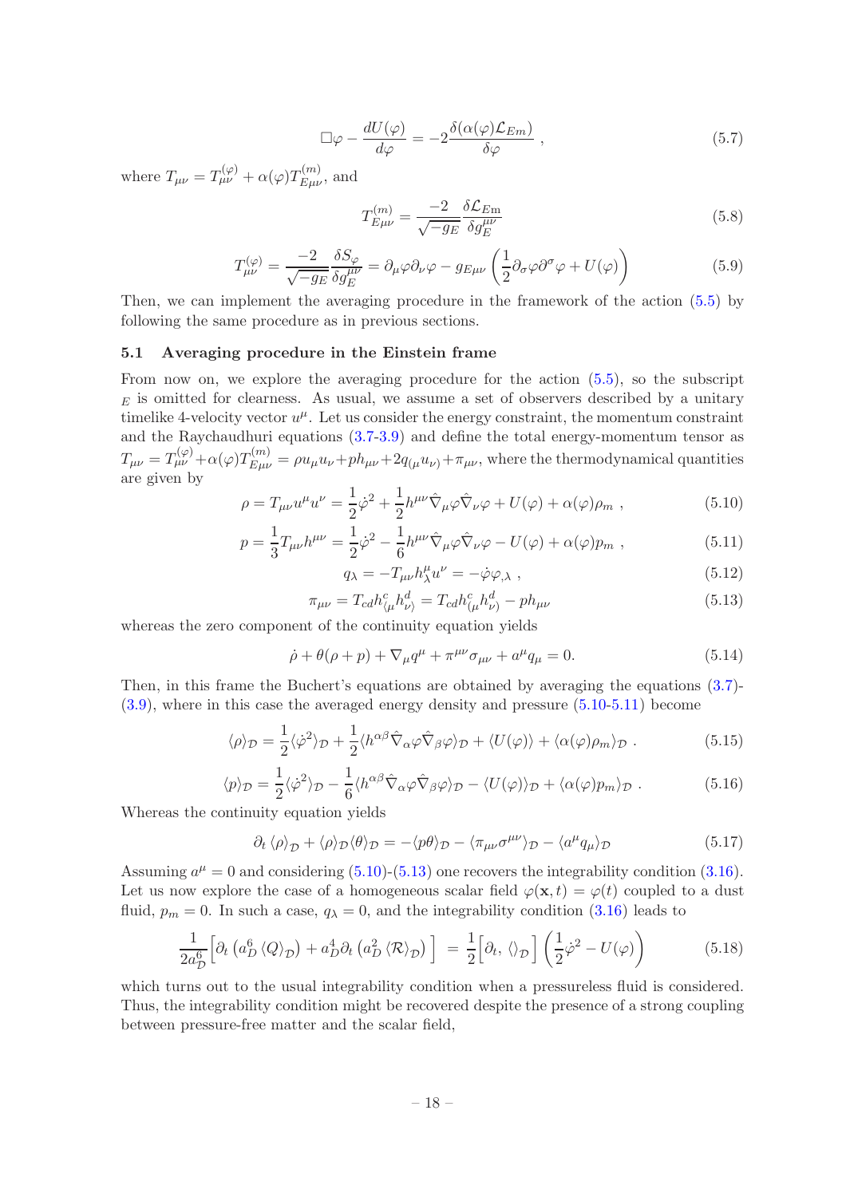$$\Box\varphi - \frac{dU(\varphi)}{d\varphi} = -2\frac{\delta(\alpha(\varphi)\mathcal{L}_{Em})}{\delta\varphi} \ , \tag{5.7}$$

where $T_{\mu\nu} = T^{(\varphi)}_{\mu\nu} + \alpha(\varphi)T^{(m)}_{E\mu\nu}$, and

$$T^{(m)}_{E\mu\nu} = \frac{-2}{\sqrt{-g_E}}\frac{\delta\mathcal{L}_{\rm Em}}{\delta g^{\mu\nu}_E} \tag{5.8}$$

$$T^{(\varphi)}_{\mu\nu} = \frac{-2}{\sqrt{-g_E}}\frac{\delta S_\varphi}{\delta g^{\mu\nu}_E} = \partial_\mu\varphi\partial_\nu\varphi - g_{E\mu\nu}\left(\frac{1}{2}\partial_\sigma\varphi\partial^\sigma\varphi + U(\varphi)\right) \tag{5.9}$$

Then, we can implement the averaging procedure in the framework of the action (5.5) by following the same procedure as in previous sections.

### 5.1 Averaging procedure in the Einstein frame

From now on, we explore the averaging procedure for the action (5.5), so the subscript $_E$ is omitted for clearness. As usual, we assume a set of observers described by a unitary timelike 4-velocity vector $u^\mu$. Let us consider the energy constraint, the momentum constraint and the Raychaudhuri equations (3.7-3.9) and define the total energy-momentum tensor as $T_{\mu\nu} = T^{(\varphi)}_{\mu\nu} + \alpha(\varphi)T^{(m)}_{E\mu\nu} = \rho u_\mu u_\nu + p h_{\mu\nu} + 2q_{(\mu}u_{\nu)} + \pi_{\mu\nu}$, where the thermodynamical quantities are given by

$$\rho = T_{\mu\nu}u^\mu u^\nu = \frac{1}{2}\dot{\varphi}^2 + \frac{1}{2}h^{\mu\nu}\hat{\nabla}_\mu\varphi\hat{\nabla}_\nu\varphi + U(\varphi) + \alpha(\varphi)\rho_m \ , \tag{5.10}$$

$$p = \frac{1}{3}T_{\mu\nu}h^{\mu\nu} = \frac{1}{2}\dot{\varphi}^2 - \frac{1}{6}h^{\mu\nu}\hat{\nabla}_\mu\varphi\hat{\nabla}_\nu\varphi - U(\varphi) + \alpha(\varphi)p_m \ , \tag{5.11}$$

$$q_\lambda = -T_{\mu\nu}h^\mu_\lambda u^\nu = -\dot{\varphi}\varphi_{,\lambda} \ , \tag{5.12}$$

$$\pi_{\mu\nu} = T_{cd}h^c_{\langle\mu}h^d_{\nu\rangle} = T_{cd}h^c_{(\mu}h^d_{\nu)} - ph_{\mu\nu} \tag{5.13}$$

whereas the zero component of the continuity equation yields

$$\dot{\rho} + \theta(\rho + p) + \nabla_\mu q^\mu + \pi^{\mu\nu}\sigma_{\mu\nu} + a^\mu q_\mu = 0. \tag{5.14}$$

Then, in this frame the Buchert's equations are obtained by averaging the equations (3.7)-(3.9), where in this case the averaged energy density and pressure (5.10-5.11) become

$$\langle\rho\rangle_{\mathcal{D}} = \frac{1}{2}\langle\dot{\varphi}^2\rangle_{\mathcal{D}} + \frac{1}{2}\langle h^{\alpha\beta}\hat{\nabla}_\alpha\varphi\hat{\nabla}_\beta\varphi\rangle_{\mathcal{D}} + \langle U(\varphi)\rangle + \langle\alpha(\varphi)\rho_m\rangle_{\mathcal{D}} \ . \tag{5.15}$$

$$\langle p\rangle_{\mathcal{D}} = \frac{1}{2}\langle\dot{\varphi}^2\rangle_{\mathcal{D}} - \frac{1}{6}\langle h^{\alpha\beta}\hat{\nabla}_\alpha\varphi\hat{\nabla}_\beta\varphi\rangle_{\mathcal{D}} - \langle U(\varphi)\rangle_{\mathcal{D}} + \langle\alpha(\varphi)p_m\rangle_{\mathcal{D}} \ . \tag{5.16}$$

Whereas the continuity equation yields

$$\partial_t\langle\rho\rangle_{\mathcal{D}} + \langle\rho\rangle_{\mathcal{D}}\langle\theta\rangle_{\mathcal{D}} = -\langle p\theta\rangle_{\mathcal{D}} - \langle\pi_{\mu\nu}\sigma^{\mu\nu}\rangle_{\mathcal{D}} - \langle a^\mu q_\mu\rangle_{\mathcal{D}} \tag{5.17}$$

Assuming $a^\mu = 0$ and considering (5.10)-(5.13) one recovers the integrability condition (3.16). Let us now explore the case of a homogeneous scalar field $\varphi(\mathbf{x}, t) = \varphi(t)$ coupled to a dust fluid, $p_m = 0$. In such a case, $q_\lambda = 0$, and the integrability condition (3.16) leads to

$$\frac{1}{2a^6_{\mathcal{D}}}\Big[\partial_t\left(a^6_D\langle Q\rangle_{\mathcal{D}}\right) + a^4_D\partial_t\left(a^2_D\langle\mathcal{R}\rangle_{\mathcal{D}}\right)\Big] = \frac{1}{2}\Big[\partial_t, \langle\rangle_{\mathcal{D}}\Big]\left(\frac{1}{2}\dot{\varphi}^2 - U(\varphi)\right) \tag{5.18}$$

which turns out to the usual integrability condition when a pressureless fluid is considered. Thus, the integrability condition might be recovered despite the presence of a strong coupling between pressure-free matter and the scalar field,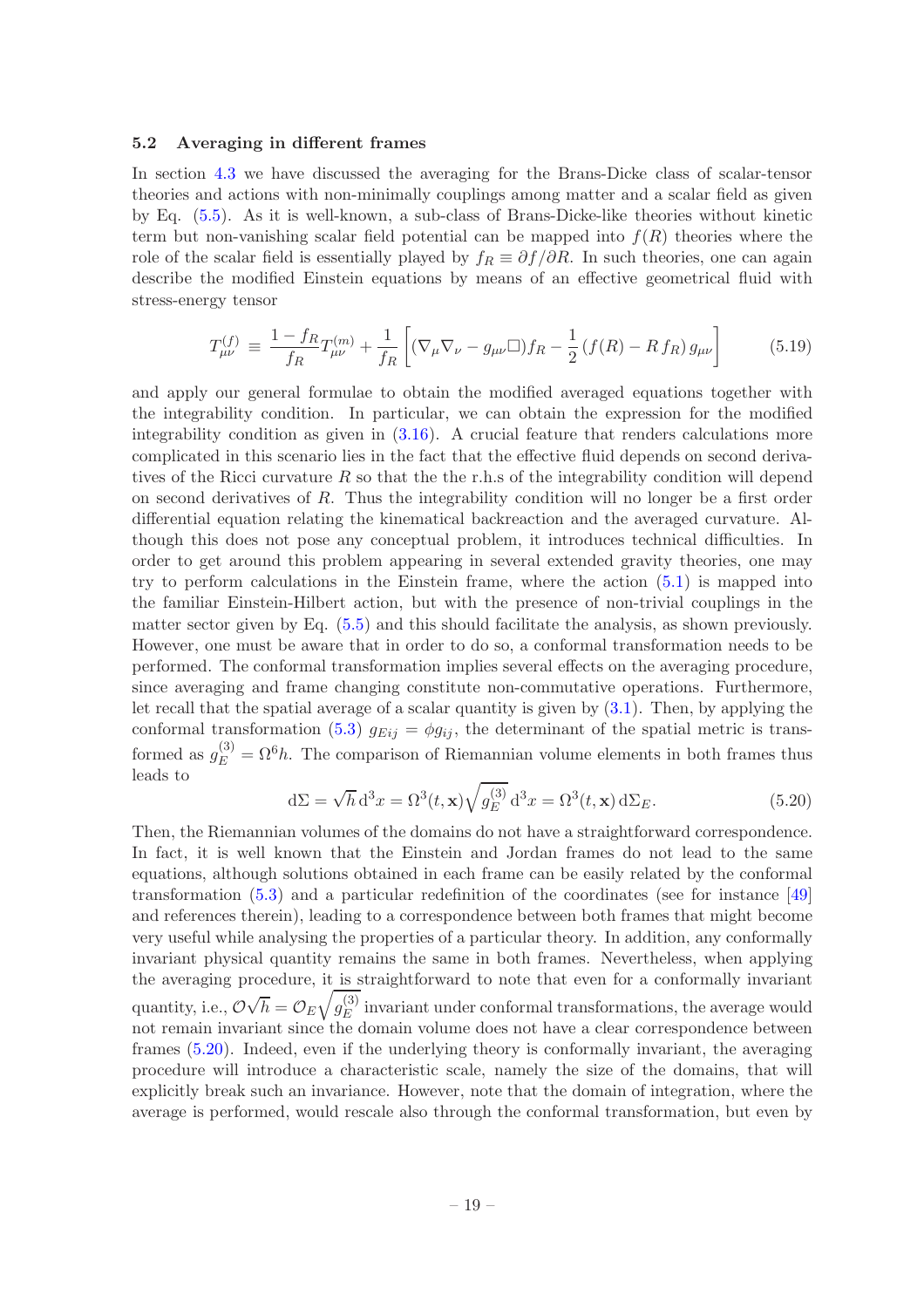### 5.2 Averaging in different frames

In section 4.3 we have discussed the averaging for the Brans-Dicke class of scalar-tensor theories and actions with non-minimally couplings among matter and a scalar field as given by Eq. (5.5). As it is well-known, a sub-class of Brans-Dicke-like theories without kinetic term but non-vanishing scalar field potential can be mapped into $f(R)$ theories where the role of the scalar field is essentially played by $f_R \equiv \partial f/\partial R$. In such theories, one can again describe the modified Einstein equations by means of an effective geometrical fluid with stress-energy tensor

$$
T^{(f)}_{\mu\nu} \equiv \frac{1-f_R}{f_R} T^{(m)}_{\mu\nu} + \frac{1}{f_R}\left[(\nabla_\mu \nabla_\nu - g_{\mu\nu}\Box) f_R - \frac{1}{2}\left(f(R) - R\, f_R\right) g_{\mu\nu}\right] \tag{5.19}
$$

and apply our general formulae to obtain the modified averaged equations together with the integrability condition. In particular, we can obtain the expression for the modified integrability condition as given in (3.16). A crucial feature that renders calculations more complicated in this scenario lies in the fact that the effective fluid depends on second derivatives of the Ricci curvature $R$ so that the the r.h.s of the integrability condition will depend on second derivatives of $R$. Thus the integrability condition will no longer be a first order differential equation relating the kinematical backreaction and the averaged curvature. Although this does not pose any conceptual problem, it introduces technical difficulties. In order to get around this problem appearing in several extended gravity theories, one may try to perform calculations in the Einstein frame, where the action (5.1) is mapped into the familiar Einstein-Hilbert action, but with the presence of non-trivial couplings in the matter sector given by Eq. (5.5) and this should facilitate the analysis, as shown previously. However, one must be aware that in order to do so, a conformal transformation needs to be performed. The conformal transformation implies several effects on the averaging procedure, since averaging and frame changing constitute non-commutative operations. Furthermore, let recall that the spatial average of a scalar quantity is given by (3.1). Then, by applying the conformal transformation (5.3) $g_{Eij} = \phi g_{ij}$, the determinant of the spatial metric is transformed as $g^{(3)}_E = \Omega^6 h$. The comparison of Riemannian volume elements in both frames thus leads to

$$
\mathrm{d}\Sigma = \sqrt{h}\,\mathrm{d}^3x = \Omega^3(t,\mathbf{x})\sqrt{g^{(3)}_E}\,\mathrm{d}^3x = \Omega^3(t,\mathbf{x})\,\mathrm{d}\Sigma_E. \tag{5.20}
$$

Then, the Riemannian volumes of the domains do not have a straightforward correspondence. In fact, it is well known that the Einstein and Jordan frames do not lead to the same equations, although solutions obtained in each frame can be easily related by the conformal transformation (5.3) and a particular redefinition of the coordinates (see for instance [49] and references therein), leading to a correspondence between both frames that might become very useful while analysing the properties of a particular theory. In addition, any conformally invariant physical quantity remains the same in both frames. Nevertheless, when applying the averaging procedure, it is straightforward to note that even for a conformally invariant quantity, i.e., $\mathcal{O}\sqrt{h} = \mathcal{O}_E\sqrt{g^{(3)}_E}$ invariant under conformal transformations, the average would not remain invariant since the domain volume does not have a clear correspondence between frames (5.20). Indeed, even if the underlying theory is conformally invariant, the averaging procedure will introduce a characteristic scale, namely the size of the domains, that will explicitly break such an invariance. However, note that the domain of integration, where the average is performed, would rescale also through the conformal transformation, but even by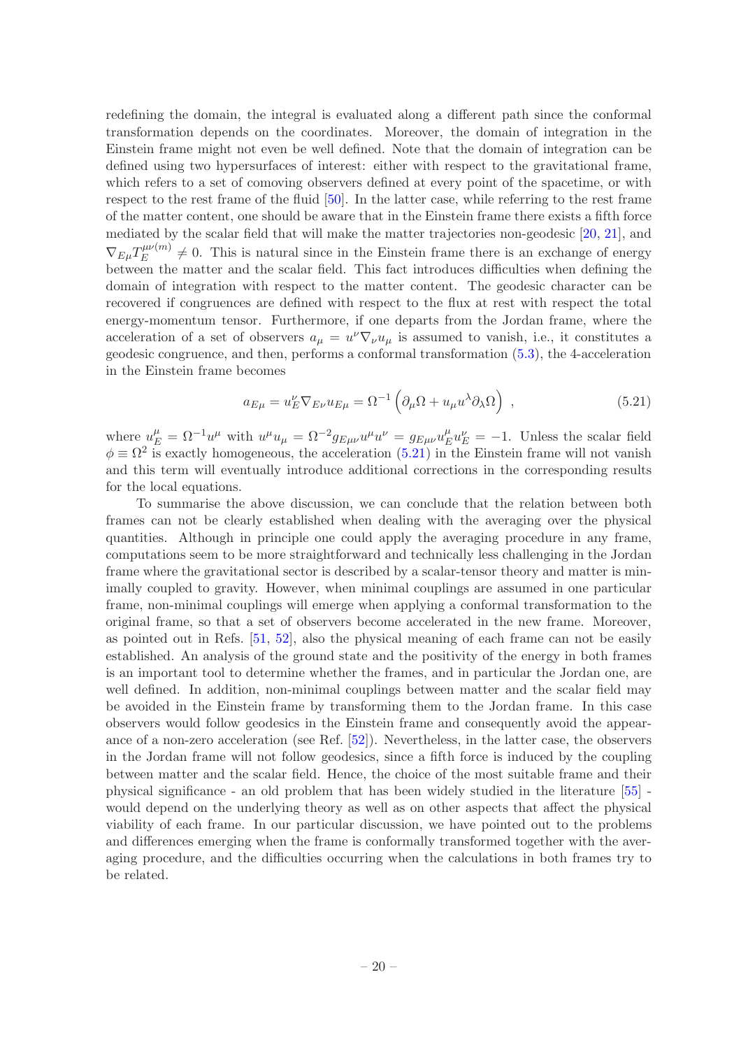redefining the domain, the integral is evaluated along a different path since the conformal transformation depends on the coordinates. Moreover, the domain of integration in the Einstein frame might not even be well defined. Note that the domain of integration can be defined using two hypersurfaces of interest: either with respect to the gravitational frame, which refers to a set of comoving observers defined at every point of the spacetime, or with respect to the rest frame of the fluid [50]. In the latter case, while referring to the rest frame of the matter content, one should be aware that in the Einstein frame there exists a fifth force mediated by the scalar field that will make the matter trajectories non-geodesic [20, 21], and $\nabla_{E\mu} T_E^{\mu\nu(m)} \neq 0$. This is natural since in the Einstein frame there is an exchange of energy between the matter and the scalar field. This fact introduces difficulties when defining the domain of integration with respect to the matter content. The geodesic character can be recovered if congruences are defined with respect to the flux at rest with respect the total energy-momentum tensor. Furthermore, if one departs from the Jordan frame, where the acceleration of a set of observers $a_\mu = u^\nu \nabla_\nu u_\mu$ is assumed to vanish, i.e., it constitutes a geodesic congruence, and then, performs a conformal transformation (5.3), the 4-acceleration in the Einstein frame becomes

$$a_{E\mu} = u_E^\nu \nabla_{E\nu} u_{E\mu} = \Omega^{-1} \left( \partial_\mu \Omega + u_\mu u^\lambda \partial_\lambda \Omega \right) \,, \tag{5.21}$$

where $u_E^\mu = \Omega^{-1} u^\mu$ with $u^\mu u_\mu = \Omega^{-2} g_{E\mu\nu} u^\mu u^\nu = g_{E\mu\nu} u_E^\mu u_E^\nu = -1$. Unless the scalar field $\phi \equiv \Omega^2$ is exactly homogeneous, the acceleration (5.21) in the Einstein frame will not vanish and this term will eventually introduce additional corrections in the corresponding results for the local equations.

To summarise the above discussion, we can conclude that the relation between both frames can not be clearly established when dealing with the averaging over the physical quantities. Although in principle one could apply the averaging procedure in any frame, computations seem to be more straightforward and technically less challenging in the Jordan frame where the gravitational sector is described by a scalar-tensor theory and matter is minimally coupled to gravity. However, when minimal couplings are assumed in one particular frame, non-minimal couplings will emerge when applying a conformal transformation to the original frame, so that a set of observers become accelerated in the new frame. Moreover, as pointed out in Refs. [51, 52], also the physical meaning of each frame can not be easily established. An analysis of the ground state and the positivity of the energy in both frames is an important tool to determine whether the frames, and in particular the Jordan one, are well defined. In addition, non-minimal couplings between matter and the scalar field may be avoided in the Einstein frame by transforming them to the Jordan frame. In this case observers would follow geodesics in the Einstein frame and consequently avoid the appearance of a non-zero acceleration (see Ref. [52]). Nevertheless, in the latter case, the observers in the Jordan frame will not follow geodesics, since a fifth force is induced by the coupling between matter and the scalar field. Hence, the choice of the most suitable frame and their physical significance - an old problem that has been widely studied in the literature [55] - would depend on the underlying theory as well as on other aspects that affect the physical viability of each frame. In our particular discussion, we have pointed out to the problems and differences emerging when the frame is conformally transformed together with the averaging procedure, and the difficulties occurring when the calculations in both frames try to be related.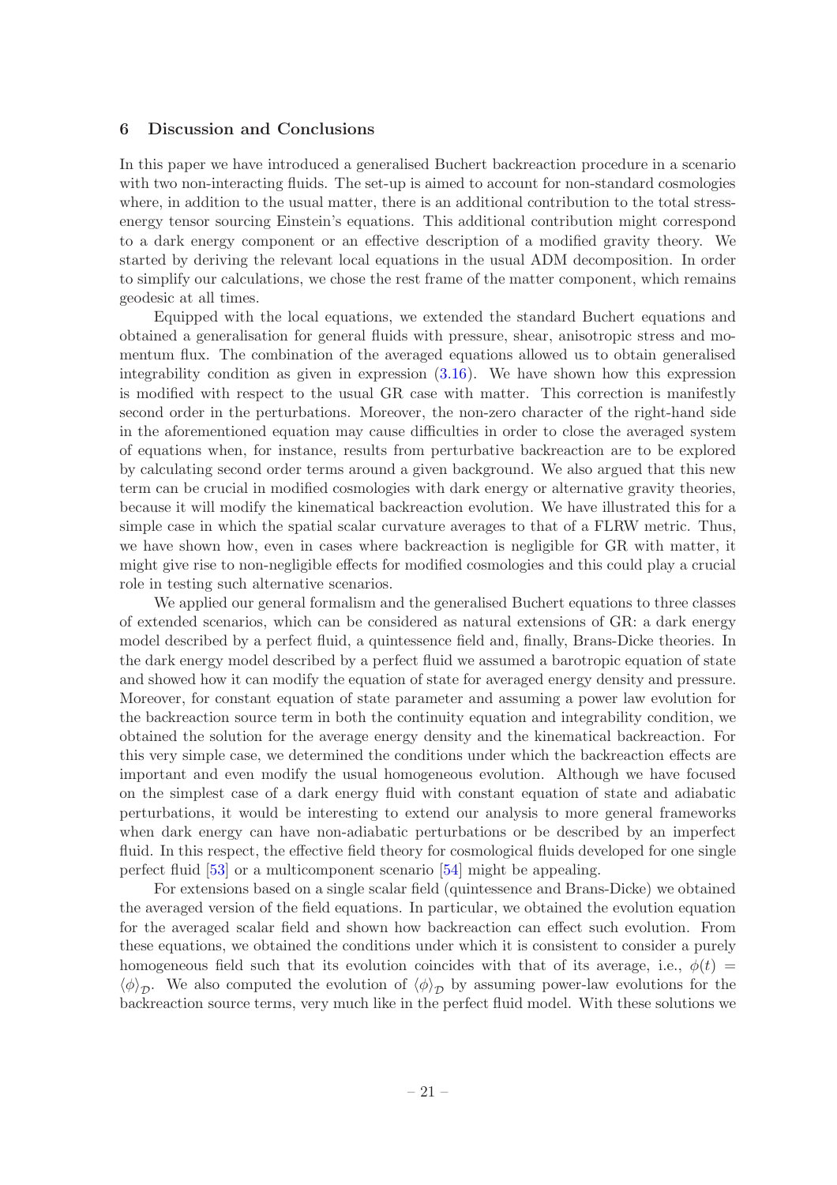## 6 Discussion and Conclusions

In this paper we have introduced a generalised Buchert backreaction procedure in a scenario with two non-interacting fluids. The set-up is aimed to account for non-standard cosmologies where, in addition to the usual matter, there is an additional contribution to the total stress-energy tensor sourcing Einstein's equations. This additional contribution might correspond to a dark energy component or an effective description of a modified gravity theory. We started by deriving the relevant local equations in the usual ADM decomposition. In order to simplify our calculations, we chose the rest frame of the matter component, which remains geodesic at all times.

Equipped with the local equations, we extended the standard Buchert equations and obtained a generalisation for general fluids with pressure, shear, anisotropic stress and momentum flux. The combination of the averaged equations allowed us to obtain generalised integrability condition as given in expression (3.16). We have shown how this expression is modified with respect to the usual GR case with matter. This correction is manifestly second order in the perturbations. Moreover, the non-zero character of the right-hand side in the aforementioned equation may cause difficulties in order to close the averaged system of equations when, for instance, results from perturbative backreaction are to be explored by calculating second order terms around a given background. We also argued that this new term can be crucial in modified cosmologies with dark energy or alternative gravity theories, because it will modify the kinematical backreaction evolution. We have illustrated this for a simple case in which the spatial scalar curvature averages to that of a FLRW metric. Thus, we have shown how, even in cases where backreaction is negligible for GR with matter, it might give rise to non-negligible effects for modified cosmologies and this could play a crucial role in testing such alternative scenarios.

We applied our general formalism and the generalised Buchert equations to three classes of extended scenarios, which can be considered as natural extensions of GR: a dark energy model described by a perfect fluid, a quintessence field and, finally, Brans-Dicke theories. In the dark energy model described by a perfect fluid we assumed a barotropic equation of state and showed how it can modify the equation of state for averaged energy density and pressure. Moreover, for constant equation of state parameter and assuming a power law evolution for the backreaction source term in both the continuity equation and integrability condition, we obtained the solution for the average energy density and the kinematical backreaction. For this very simple case, we determined the conditions under which the backreaction effects are important and even modify the usual homogeneous evolution. Although we have focused on the simplest case of a dark energy fluid with constant equation of state and adiabatic perturbations, it would be interesting to extend our analysis to more general frameworks when dark energy can have non-adiabatic perturbations or be described by an imperfect fluid. In this respect, the effective field theory for cosmological fluids developed for one single perfect fluid [53] or a multicomponent scenario [54] might be appealing.

For extensions based on a single scalar field (quintessence and Brans-Dicke) we obtained the averaged version of the field equations. In particular, we obtained the evolution equation for the averaged scalar field and shown how backreaction can effect such evolution. From these equations, we obtained the conditions under which it is consistent to consider a purely homogeneous field such that its evolution coincides with that of its average, i.e., $\phi(t) = \langle\phi\rangle_{\mathcal{D}}$. We also computed the evolution of $\langle\phi\rangle_{\mathcal{D}}$ by assuming power-law evolutions for the backreaction source terms, very much like in the perfect fluid model. With these solutions we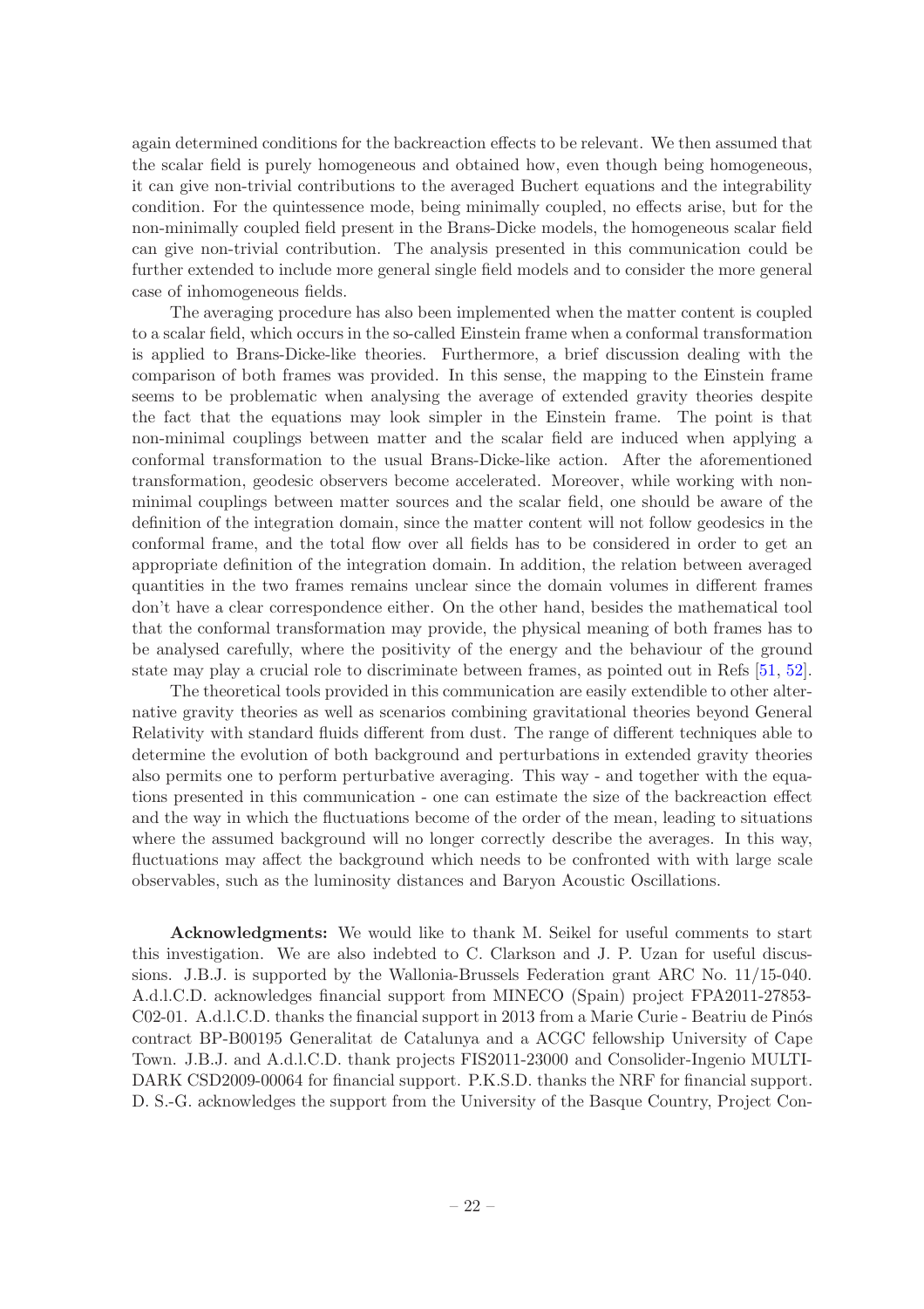again determined conditions for the backreaction effects to be relevant. We then assumed that the scalar field is purely homogeneous and obtained how, even though being homogeneous, it can give non-trivial contributions to the averaged Buchert equations and the integrability condition. For the quintessence mode, being minimally coupled, no effects arise, but for the non-minimally coupled field present in the Brans-Dicke models, the homogeneous scalar field can give non-trivial contribution. The analysis presented in this communication could be further extended to include more general single field models and to consider the more general case of inhomogeneous fields.

The averaging procedure has also been implemented when the matter content is coupled to a scalar field, which occurs in the so-called Einstein frame when a conformal transformation is applied to Brans-Dicke-like theories. Furthermore, a brief discussion dealing with the comparison of both frames was provided. In this sense, the mapping to the Einstein frame seems to be problematic when analysing the average of extended gravity theories despite the fact that the equations may look simpler in the Einstein frame. The point is that non-minimal couplings between matter and the scalar field are induced when applying a conformal transformation to the usual Brans-Dicke-like action. After the aforementioned transformation, geodesic observers become accelerated. Moreover, while working with non-minimal couplings between matter sources and the scalar field, one should be aware of the definition of the integration domain, since the matter content will not follow geodesics in the conformal frame, and the total flow over all fields has to be considered in order to get an appropriate definition of the integration domain. In addition, the relation between averaged quantities in the two frames remains unclear since the domain volumes in different frames don't have a clear correspondence either. On the other hand, besides the mathematical tool that the conformal transformation may provide, the physical meaning of both frames has to be analysed carefully, where the positivity of the energy and the behaviour of the ground state may play a crucial role to discriminate between frames, as pointed out in Refs [51, 52].

The theoretical tools provided in this communication are easily extendible to other alternative gravity theories as well as scenarios combining gravitational theories beyond General Relativity with standard fluids different from dust. The range of different techniques able to determine the evolution of both background and perturbations in extended gravity theories also permits one to perform perturbative averaging. This way - and together with the equations presented in this communication - one can estimate the size of the backreaction effect and the way in which the fluctuations become of the order of the mean, leading to situations where the assumed background will no longer correctly describe the averages. In this way, fluctuations may affect the background which needs to be confronted with with large scale observables, such as the luminosity distances and Baryon Acoustic Oscillations.

**Acknowledgments:** We would like to thank M. Seikel for useful comments to start this investigation. We are also indebted to C. Clarkson and J. P. Uzan for useful discussions. J.B.J. is supported by the Wallonia-Brussels Federation grant ARC No. 11/15-040. A.d.l.C.D. acknowledges financial support from MINECO (Spain) project FPA2011-27853-C02-01. A.d.l.C.D. thanks the financial support in 2013 from a Marie Curie - Beatriu de Pinós contract BP-B00195 Generalitat de Catalunya and a ACGC fellowship University of Cape Town. J.B.J. and A.d.l.C.D. thank projects FIS2011-23000 and Consolider-Ingenio MULTIDARK CSD2009-00064 for financial support. P.K.S.D. thanks the NRF for financial support. D. S.-G. acknowledges the support from the University of the Basque Country, Project Con-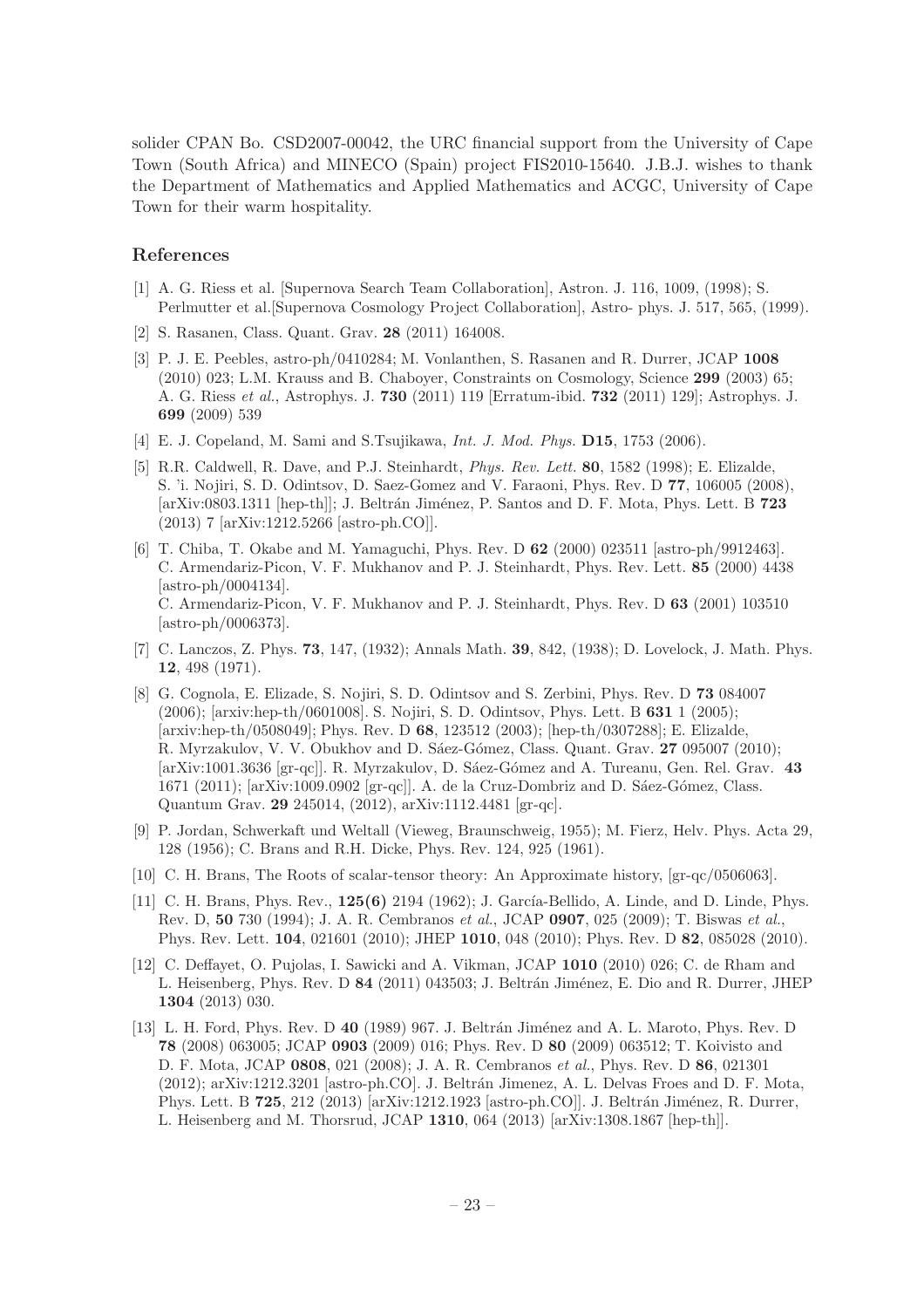solider CPAN Bo. CSD2007-00042, the URC financial support from the University of Cape Town (South Africa) and MINECO (Spain) project FIS2010-15640. J.B.J. wishes to thank the Department of Mathematics and Applied Mathematics and ACGC, University of Cape Town for their warm hospitality.

## References

[1] A. G. Riess et al. [Supernova Search Team Collaboration], Astron. J. 116, 1009, (1998); S. Perlmutter et al.[Supernova Cosmology Project Collaboration], Astro- phys. J. 517, 565, (1999).

[2] S. Rasanen, Class. Quant. Grav. **28** (2011) 164008.

[3] P. J. E. Peebles, astro-ph/0410284; M. Vonlanthen, S. Rasanen and R. Durrer, JCAP **1008** (2010) 023; L.M. Krauss and B. Chaboyer, Constraints on Cosmology, Science **299** (2003) 65; A. G. Riess *et al.*, Astrophys. J. **730** (2011) 119 [Erratum-ibid. **732** (2011) 129]; Astrophys. J. **699** (2009) 539

[4] E. J. Copeland, M. Sami and S.Tsujikawa, *Int. J. Mod. Phys.* **D15**, 1753 (2006).

[5] R.R. Caldwell, R. Dave, and P.J. Steinhardt, *Phys. Rev. Lett.* **80**, 1582 (1998); E. Elizalde, S. 'i. Nojiri, S. D. Odintsov, D. Saez-Gomez and V. Faraoni, Phys. Rev. D **77**, 106005 (2008), [arXiv:0803.1311 [hep-th]]; J. Beltrán Jiménez, P. Santos and D. F. Mota, Phys. Lett. B **723** (2013) 7 [arXiv:1212.5266 [astro-ph.CO]].

[6] T. Chiba, T. Okabe and M. Yamaguchi, Phys. Rev. D **62** (2000) 023511 [astro-ph/9912463]. C. Armendariz-Picon, V. F. Mukhanov and P. J. Steinhardt, Phys. Rev. Lett. **85** (2000) 4438 [astro-ph/0004134].
C. Armendariz-Picon, V. F. Mukhanov and P. J. Steinhardt, Phys. Rev. D **63** (2001) 103510 [astro-ph/0006373].

[7] C. Lanczos, Z. Phys. **73**, 147, (1932); Annals Math. **39**, 842, (1938); D. Lovelock, J. Math. Phys. **12**, 498 (1971).

[8] G. Cognola, E. Elizade, S. Nojiri, S. D. Odintsov and S. Zerbini, Phys. Rev. D **73** 084007 (2006); [arxiv:hep-th/0601008]. S. Nojiri, S. D. Odintsov, Phys. Lett. B **631** 1 (2005); [arxiv:hep-th/0508049]; Phys. Rev. D **68**, 123512 (2003); [hep-th/0307288]; E. Elizalde, R. Myrzakulov, V. V. Obukhov and D. Sáez-Gómez, Class. Quant. Grav. **27** 095007 (2010); [arXiv:1001.3636 [gr-qc]]. R. Myrzakulov, D. Sáez-Gómez and A. Tureanu, Gen. Rel. Grav. **43** 1671 (2011); [arXiv:1009.0902 [gr-qc]]. A. de la Cruz-Dombriz and D. Sáez-Gómez, Class. Quantum Grav. **29** 245014, (2012), arXiv:1112.4481 [gr-qc].

[9] P. Jordan, Schwerkaft und Weltall (Vieweg, Braunschweig, 1955); M. Fierz, Helv. Phys. Acta 29, 128 (1956); C. Brans and R.H. Dicke, Phys. Rev. 124, 925 (1961).

[10] C. H. Brans, The Roots of scalar-tensor theory: An Approximate history, [gr-qc/0506063].

[11] C. H. Brans, Phys. Rev., **125(6)** 2194 (1962); J. García-Bellido, A. Linde, and D. Linde, Phys. Rev. D, **50** 730 (1994); J. A. R. Cembranos *et al.*, JCAP **0907**, 025 (2009); T. Biswas *et al.*, Phys. Rev. Lett. **104**, 021601 (2010); JHEP **1010**, 048 (2010); Phys. Rev. D **82**, 085028 (2010).

[12] C. Deffayet, O. Pujolas, I. Sawicki and A. Vikman, JCAP **1010** (2010) 026; C. de Rham and L. Heisenberg, Phys. Rev. D **84** (2011) 043503; J. Beltrán Jiménez, E. Dio and R. Durrer, JHEP **1304** (2013) 030.

[13] L. H. Ford, Phys. Rev. D **40** (1989) 967. J. Beltrán Jiménez and A. L. Maroto, Phys. Rev. D **78** (2008) 063005; JCAP **0903** (2009) 016; Phys. Rev. D **80** (2009) 063512; T. Koivisto and D. F. Mota, JCAP **0808**, 021 (2008); J. A. R. Cembranos *et al.*, Phys. Rev. D **86**, 021301 (2012); arXiv:1212.3201 [astro-ph.CO]. J. Beltrán Jimenez, A. L. Delvas Froes and D. F. Mota, Phys. Lett. B **725**, 212 (2013) [arXiv:1212.1923 [astro-ph.CO]]. J. Beltrán Jiménez, R. Durrer, L. Heisenberg and M. Thorsrud, JCAP **1310**, 064 (2013) [arXiv:1308.1867 [hep-th]].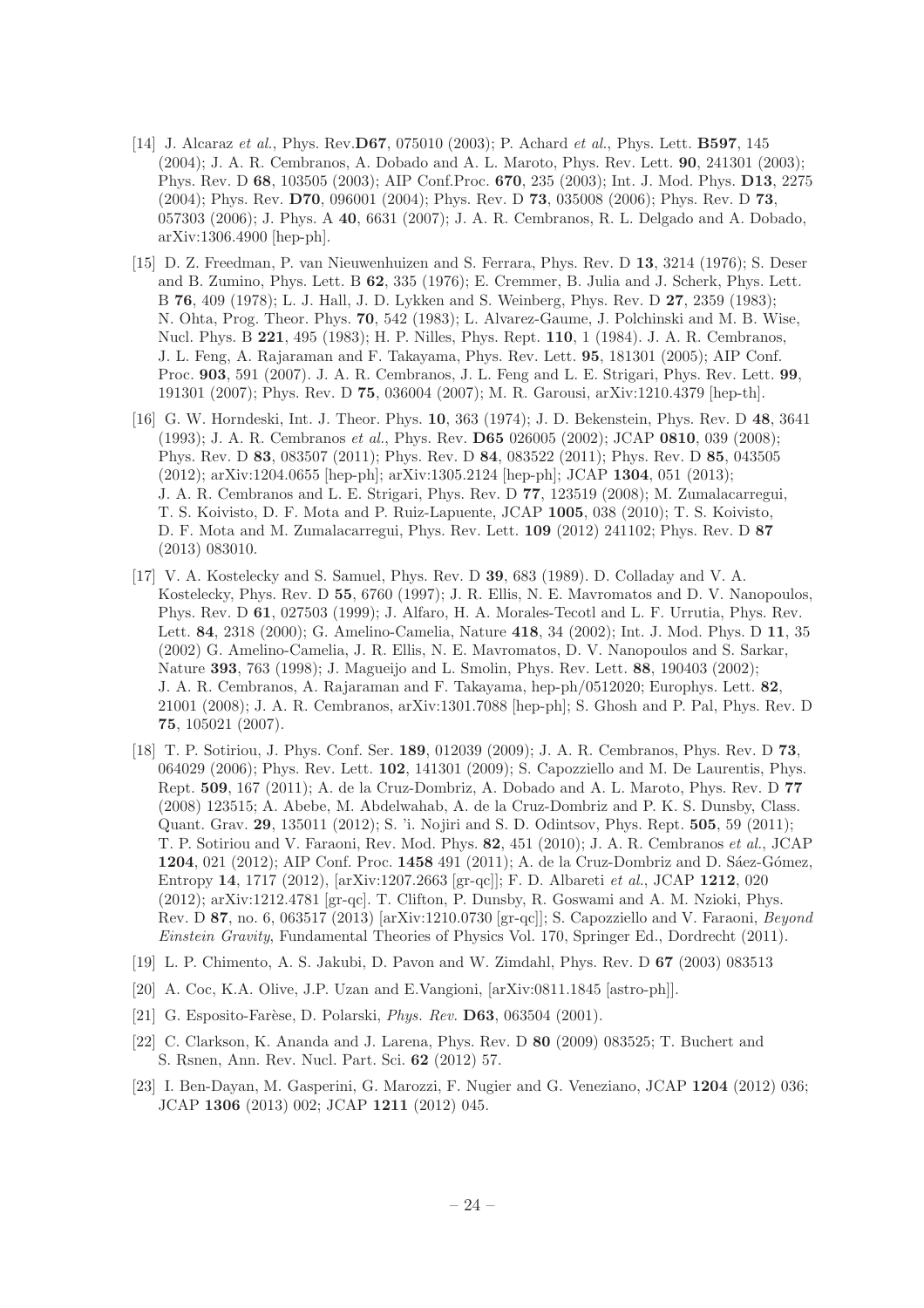[14] J. Alcaraz *et al.*, Phys. Rev.**D67**, 075010 (2003); P. Achard *et al.*, Phys. Lett. **B597**, 145 (2004); J. A. R. Cembranos, A. Dobado and A. L. Maroto, Phys. Rev. Lett. **90**, 241301 (2003); Phys. Rev. D **68**, 103505 (2003); AIP Conf.Proc. **670**, 235 (2003); Int. J. Mod. Phys. **D13**, 2275 (2004); Phys. Rev. **D70**, 096001 (2004); Phys. Rev. D **73**, 035008 (2006); Phys. Rev. D **73**, 057303 (2006); J. Phys. A **40**, 6631 (2007); J. A. R. Cembranos, R. L. Delgado and A. Dobado, arXiv:1306.4900 [hep-ph].

[15] D. Z. Freedman, P. van Nieuwenhuizen and S. Ferrara, Phys. Rev. D **13**, 3214 (1976); S. Deser and B. Zumino, Phys. Lett. B **62**, 335 (1976); E. Cremmer, B. Julia and J. Scherk, Phys. Lett. B **76**, 409 (1978); L. J. Hall, J. D. Lykken and S. Weinberg, Phys. Rev. D **27**, 2359 (1983); N. Ohta, Prog. Theor. Phys. **70**, 542 (1983); L. Alvarez-Gaume, J. Polchinski and M. B. Wise, Nucl. Phys. B **221**, 495 (1983); H. P. Nilles, Phys. Rept. **110**, 1 (1984). J. A. R. Cembranos, J. L. Feng, A. Rajaraman and F. Takayama, Phys. Rev. Lett. **95**, 181301 (2005); AIP Conf. Proc. **903**, 591 (2007). J. A. R. Cembranos, J. L. Feng and L. E. Strigari, Phys. Rev. Lett. **99**, 191301 (2007); Phys. Rev. D **75**, 036004 (2007); M. R. Garousi, arXiv:1210.4379 [hep-th].

[16] G. W. Horndeski, Int. J. Theor. Phys. **10**, 363 (1974); J. D. Bekenstein, Phys. Rev. D **48**, 3641 (1993); J. A. R. Cembranos *et al.*, Phys. Rev. **D65** 026005 (2002); JCAP **0810**, 039 (2008); Phys. Rev. D **83**, 083507 (2011); Phys. Rev. D **84**, 083522 (2011); Phys. Rev. D **85**, 043505 (2012); arXiv:1204.0655 [hep-ph]; arXiv:1305.2124 [hep-ph]; JCAP **1304**, 051 (2013); J. A. R. Cembranos and L. E. Strigari, Phys. Rev. D **77**, 123519 (2008); M. Zumalacarregui, T. S. Koivisto, D. F. Mota and P. Ruiz-Lapuente, JCAP **1005**, 038 (2010); T. S. Koivisto, D. F. Mota and M. Zumalacarregui, Phys. Rev. Lett. **109** (2012) 241102; Phys. Rev. D **87** (2013) 083010.

[17] V. A. Kostelecky and S. Samuel, Phys. Rev. D **39**, 683 (1989). D. Colladay and V. A. Kostelecky, Phys. Rev. D **55**, 6760 (1997); J. R. Ellis, N. E. Mavromatos and D. V. Nanopoulos, Phys. Rev. D **61**, 027503 (1999); J. Alfaro, H. A. Morales-Tecotl and L. F. Urrutia, Phys. Rev. Lett. **84**, 2318 (2000); G. Amelino-Camelia, Nature **418**, 34 (2002); Int. J. Mod. Phys. D **11**, 35 (2002) G. Amelino-Camelia, J. R. Ellis, N. E. Mavromatos, D. V. Nanopoulos and S. Sarkar, Nature **393**, 763 (1998); J. Magueijo and L. Smolin, Phys. Rev. Lett. **88**, 190403 (2002); J. A. R. Cembranos, A. Rajaraman and F. Takayama, hep-ph/0512020; Europhys. Lett. **82**, 21001 (2008); J. A. R. Cembranos, arXiv:1301.7088 [hep-ph]; S. Ghosh and P. Pal, Phys. Rev. D **75**, 105021 (2007).

[18] T. P. Sotiriou, J. Phys. Conf. Ser. **189**, 012039 (2009); J. A. R. Cembranos, Phys. Rev. D **73**, 064029 (2006); Phys. Rev. Lett. **102**, 141301 (2009); S. Capozziello and M. De Laurentis, Phys. Rept. **509**, 167 (2011); A. de la Cruz-Dombriz, A. Dobado and A. L. Maroto, Phys. Rev. D **77** (2008) 123515; A. Abebe, M. Abdelwahab, A. de la Cruz-Dombriz and P. K. S. Dunsby, Class. Quant. Grav. **29**, 135011 (2012); S. 'i. Nojiri and S. D. Odintsov, Phys. Rept. **505**, 59 (2011); T. P. Sotiriou and V. Faraoni, Rev. Mod. Phys. **82**, 451 (2010); J. A. R. Cembranos *et al.*, JCAP **1204**, 021 (2012); AIP Conf. Proc. **1458** 491 (2011); A. de la Cruz-Dombriz and D. Sáez-Gómez, Entropy **14**, 1717 (2012), [arXiv:1207.2663 [gr-qc]]; F. D. Albareti *et al.*, JCAP **1212**, 020 (2012); arXiv:1212.4781 [gr-qc]. T. Clifton, P. Dunsby, R. Goswami and A. M. Nzioki, Phys. Rev. D **87**, no. 6, 063517 (2013) [arXiv:1210.0730 [gr-qc]]; S. Capozziello and V. Faraoni, *Beyond Einstein Gravity*, Fundamental Theories of Physics Vol. 170, Springer Ed., Dordrecht (2011).

[19] L. P. Chimento, A. S. Jakubi, D. Pavon and W. Zimdahl, Phys. Rev. D **67** (2003) 083513

[20] A. Coc, K.A. Olive, J.P. Uzan and E.Vangioni, [arXiv:0811.1845 [astro-ph]].

[21] G. Esposito-Farèse, D. Polarski, *Phys. Rev.* **D63**, 063504 (2001).

[22] C. Clarkson, K. Ananda and J. Larena, Phys. Rev. D **80** (2009) 083525; T. Buchert and S. Rsnen, Ann. Rev. Nucl. Part. Sci. **62** (2012) 57.

[23] I. Ben-Dayan, M. Gasperini, G. Marozzi, F. Nugier and G. Veneziano, JCAP **1204** (2012) 036; JCAP **1306** (2013) 002; JCAP **1211** (2012) 045.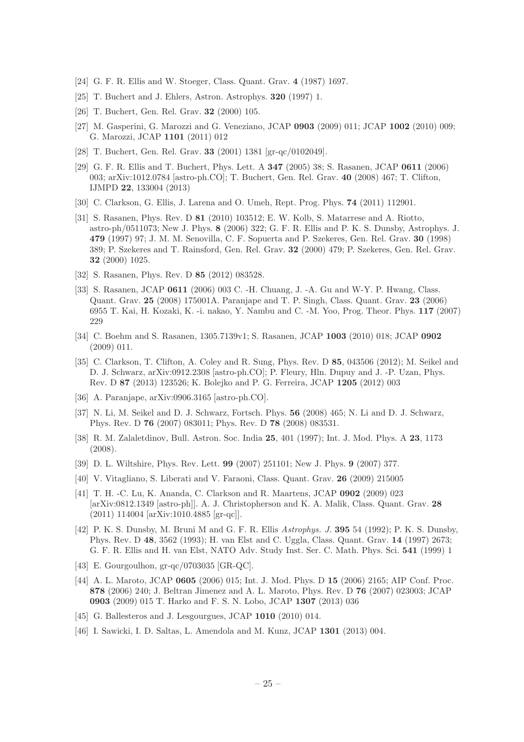[24] G. F. R. Ellis and W. Stoeger, Class. Quant. Grav. **4** (1987) 1697.

[25] T. Buchert and J. Ehlers, Astron. Astrophys. **320** (1997) 1.

[26] T. Buchert, Gen. Rel. Grav. **32** (2000) 105.

[27] M. Gasperini, G. Marozzi and G. Veneziano, JCAP **0903** (2009) 011; JCAP **1002** (2010) 009; G. Marozzi, JCAP **1101** (2011) 012

[28] T. Buchert, Gen. Rel. Grav. **33** (2001) 1381 [gr-qc/0102049].

[29] G. F. R. Ellis and T. Buchert, Phys. Lett. A **347** (2005) 38; S. Rasanen, JCAP **0611** (2006) 003; arXiv:1012.0784 [astro-ph.CO]; T. Buchert, Gen. Rel. Grav. **40** (2008) 467; T. Clifton, IJMPD **22**, 133004 (2013)

[30] C. Clarkson, G. Ellis, J. Larena and O. Umeh, Rept. Prog. Phys. **74** (2011) 112901.

[31] S. Rasanen, Phys. Rev. D **81** (2010) 103512; E. W. Kolb, S. Matarrese and A. Riotto, astro-ph/0511073; New J. Phys. **8** (2006) 322; G. F. R. Ellis and P. K. S. Dunsby, Astrophys. J. **479** (1997) 97; J. M. M. Senovilla, C. F. Sopuerta and P. Szekeres, Gen. Rel. Grav. **30** (1998) 389; P. Szekeres and T. Rainsford, Gen. Rel. Grav. **32** (2000) 479; P. Szekeres, Gen. Rel. Grav. **32** (2000) 1025.

[32] S. Rasanen, Phys. Rev. D **85** (2012) 083528.

[33] S. Rasanen, JCAP **0611** (2006) 003 C. -H. Chuang, J. -A. Gu and W-Y. P. Hwang, Class. Quant. Grav. **25** (2008) 175001A. Paranjape and T. P. Singh, Class. Quant. Grav. **23** (2006) 6955 T. Kai, H. Kozaki, K. -i. nakao, Y. Nambu and C. -M. Yoo, Prog. Theor. Phys. **117** (2007) 229

[34] C. Boehm and S. Rasanen, 1305.7139v1; S. Rasanen, JCAP **1003** (2010) 018; JCAP **0902** (2009) 011.

[35] C. Clarkson, T. Clifton, A. Coley and R. Sung, Phys. Rev. D **85**, 043506 (2012); M. Seikel and D. J. Schwarz, arXiv:0912.2308 [astro-ph.CO]; P. Fleury, Hln. Dupuy and J. -P. Uzan, Phys. Rev. D **87** (2013) 123526; K. Bolejko and P. G. Ferreira, JCAP **1205** (2012) 003

[36] A. Paranjape, arXiv:0906.3165 [astro-ph.CO].

[37] N. Li, M. Seikel and D. J. Schwarz, Fortsch. Phys. **56** (2008) 465; N. Li and D. J. Schwarz, Phys. Rev. D **76** (2007) 083011; Phys. Rev. D **78** (2008) 083531.

[38] R. M. Zalaletdinov, Bull. Astron. Soc. India **25**, 401 (1997); Int. J. Mod. Phys. A **23**, 1173 (2008).

[39] D. L. Wiltshire, Phys. Rev. Lett. **99** (2007) 251101; New J. Phys. **9** (2007) 377.

[40] V. Vitagliano, S. Liberati and V. Faraoni, Class. Quant. Grav. **26** (2009) 215005

[41] T. H. -C. Lu, K. Ananda, C. Clarkson and R. Maartens, JCAP **0902** (2009) 023 [arXiv:0812.1349 [astro-ph]]. A. J. Christopherson and K. A. Malik, Class. Quant. Grav. **28** (2011) 114004 [arXiv:1010.4885 [gr-qc]].

[42] P. K. S. Dunsby, M. Bruni M and G. F. R. Ellis *Astrophys. J.* **395** 54 (1992); P. K. S. Dunsby, Phys. Rev. D **48**, 3562 (1993); H. van Elst and C. Uggla, Class. Quant. Grav. **14** (1997) 2673; G. F. R. Ellis and H. van Elst, NATO Adv. Study Inst. Ser. C. Math. Phys. Sci. **541** (1999) 1

[43] E. Gourgoulhon, gr-qc/0703035 [GR-QC].

[44] A. L. Maroto, JCAP **0605** (2006) 015; Int. J. Mod. Phys. D **15** (2006) 2165; AIP Conf. Proc. **878** (2006) 240; J. Beltran Jimenez and A. L. Maroto, Phys. Rev. D **76** (2007) 023003; JCAP **0903** (2009) 015 T. Harko and F. S. N. Lobo, JCAP **1307** (2013) 036

[45] G. Ballesteros and J. Lesgourgues, JCAP **1010** (2010) 014.

[46] I. Sawicki, I. D. Saltas, L. Amendola and M. Kunz, JCAP **1301** (2013) 004.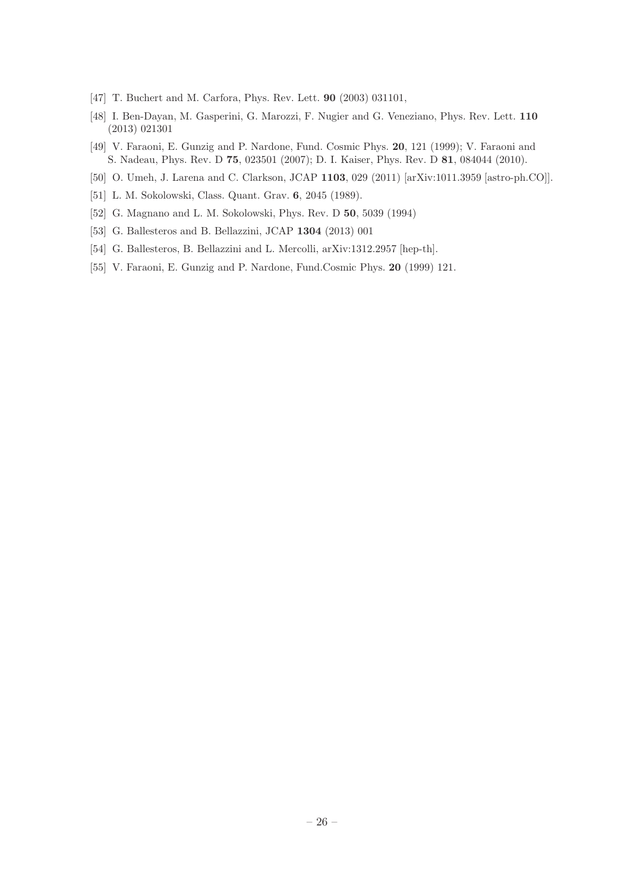[47] T. Buchert and M. Carfora, Phys. Rev. Lett. **90** (2003) 031101,

[48] I. Ben-Dayan, M. Gasperini, G. Marozzi, F. Nugier and G. Veneziano, Phys. Rev. Lett. **110** (2013) 021301

[49] V. Faraoni, E. Gunzig and P. Nardone, Fund. Cosmic Phys. **20**, 121 (1999); V. Faraoni and S. Nadeau, Phys. Rev. D **75**, 023501 (2007); D. I. Kaiser, Phys. Rev. D **81**, 084044 (2010).

[50] O. Umeh, J. Larena and C. Clarkson, JCAP **1103**, 029 (2011) [arXiv:1011.3959 [astro-ph.CO]].

[51] L. M. Sokolowski, Class. Quant. Grav. **6**, 2045 (1989).

[52] G. Magnano and L. M. Sokolowski, Phys. Rev. D **50**, 5039 (1994)

[53] G. Ballesteros and B. Bellazzini, JCAP **1304** (2013) 001

[54] G. Ballesteros, B. Bellazzini and L. Mercolli, arXiv:1312.2957 [hep-th].

[55] V. Faraoni, E. Gunzig and P. Nardone, Fund.Cosmic Phys. **20** (1999) 121.